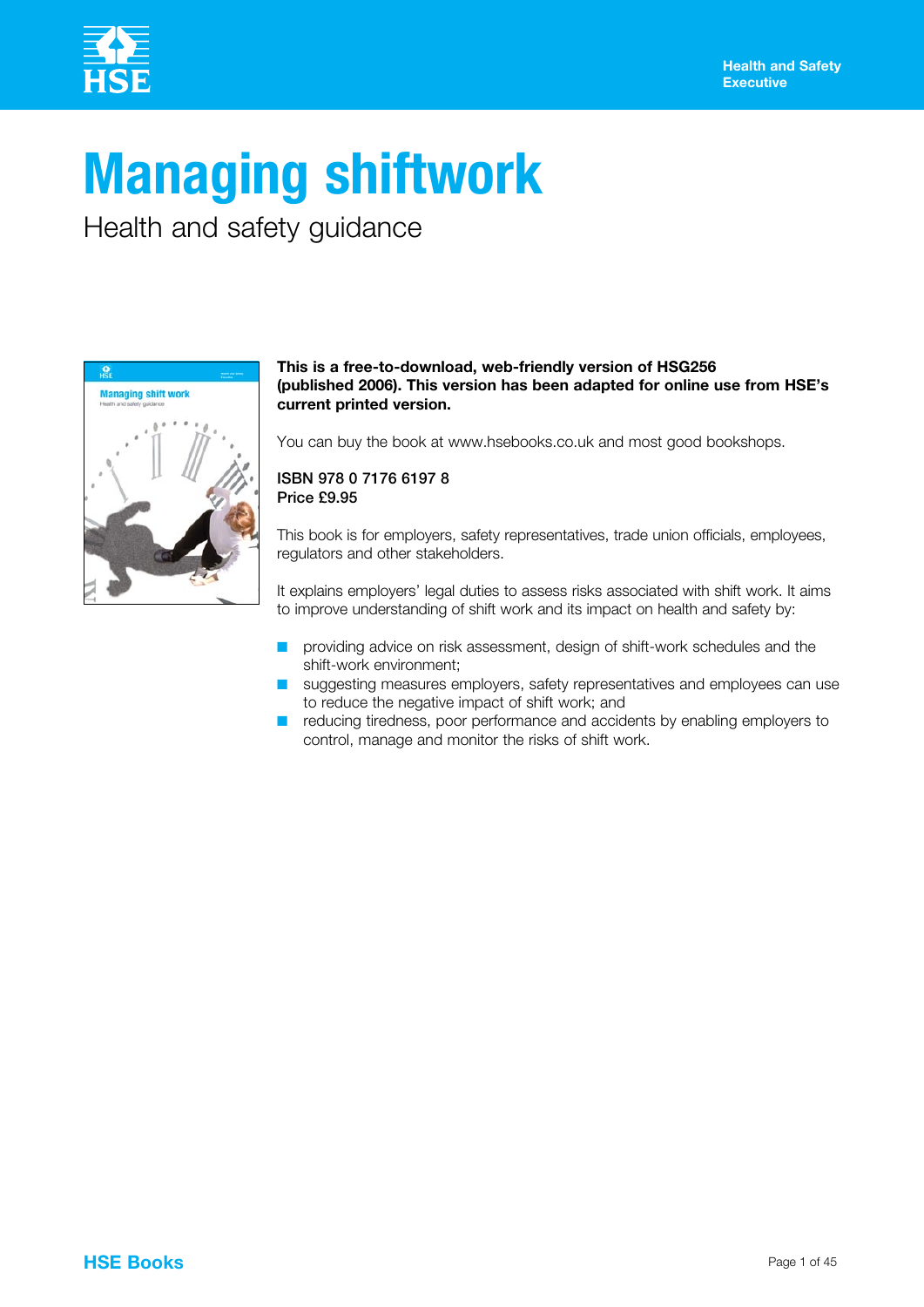Health and Safety Executive

# Managing shiftwork

Health and safety guidance

**This is a free-to-download, web-friendly version of HSG256 (published 2006). This version has been adapted for online use from HSE's current printed version.**

You can buy the book at www.hsebooks.co.uk and most good bookshops.

**ISBN 978 0 7176 6197 8**
**Price £9.95**

This book is for employers, safety representatives, trade union officials, employees, regulators and other stakeholders.

It explains employers' legal duties to assess risks associated with shift work. It aims to improve understanding of shift work and its impact on health and safety by:

- providing advice on risk assessment, design of shift-work schedules and the shift-work environment;
- suggesting measures employers, safety representatives and employees can use to reduce the negative impact of shift work; and
- reducing tiredness, poor performance and accidents by enabling employers to control, manage and monitor the risks of shift work.

HSE Books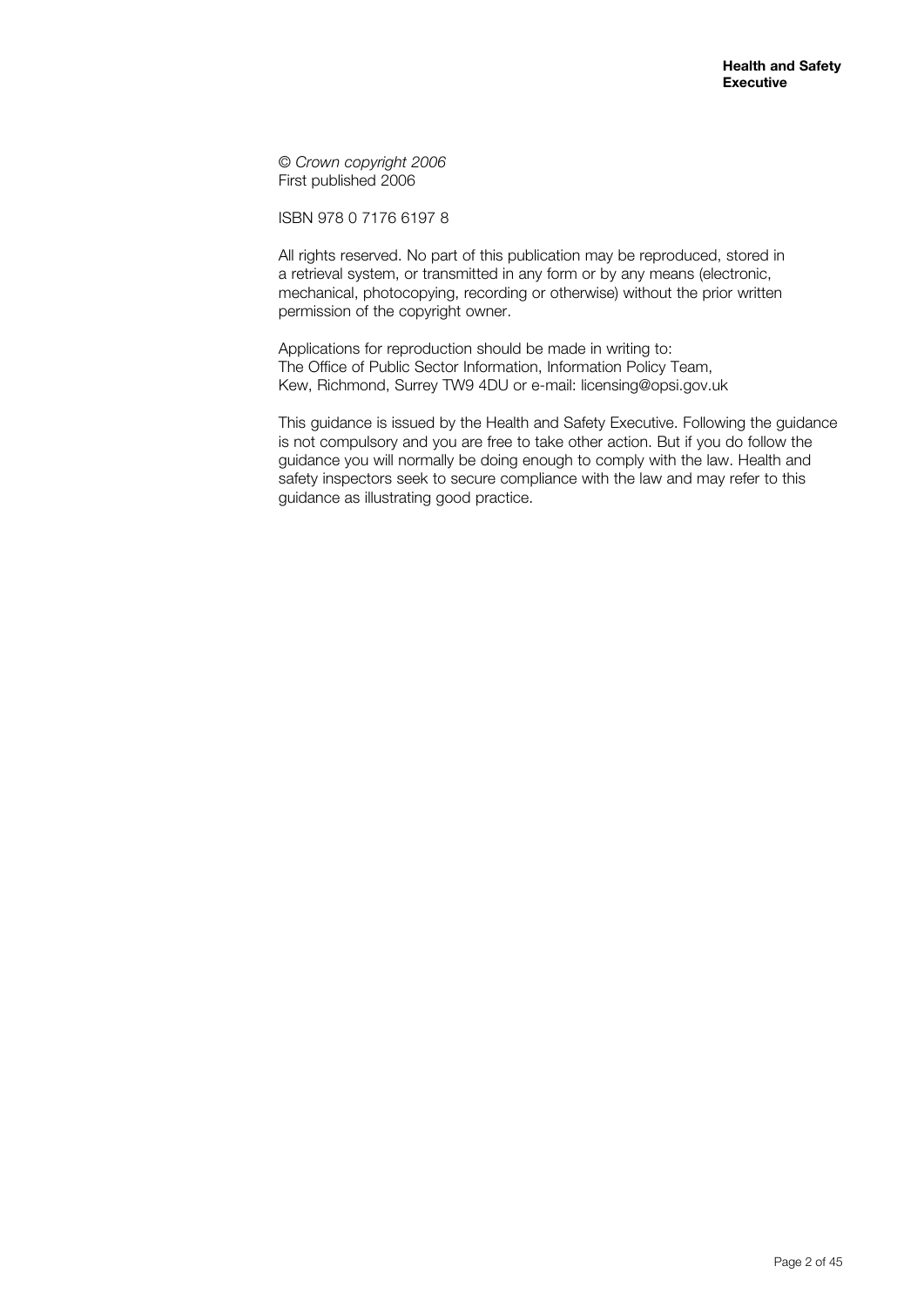*© Crown copyright 2006*
First published 2006

ISBN 978 0 7176 6197 8

All rights reserved. No part of this publication may be reproduced, stored in a retrieval system, or transmitted in any form or by any means (electronic, mechanical, photocopying, recording or otherwise) without the prior written permission of the copyright owner.

Applications for reproduction should be made in writing to:
The Office of Public Sector Information, Information Policy Team,
Kew, Richmond, Surrey TW9 4DU or e-mail: licensing@opsi.gov.uk

This guidance is issued by the Health and Safety Executive. Following the guidance is not compulsory and you are free to take other action. But if you do follow the guidance you will normally be doing enough to comply with the law. Health and safety inspectors seek to secure compliance with the law and may refer to this guidance as illustrating good practice.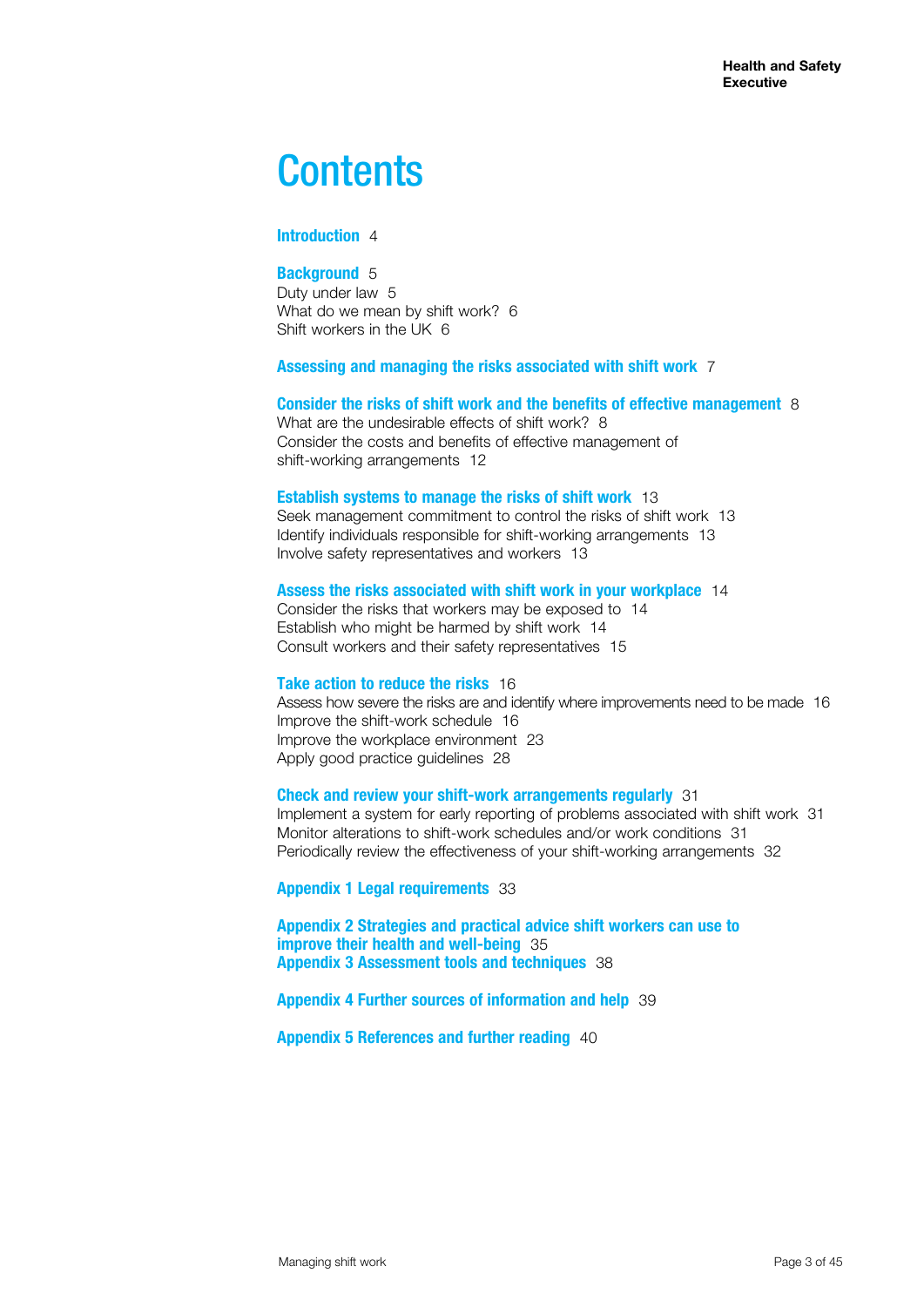# Contents

**Introduction** 4

**Background** 5
Duty under law 5
What do we mean by shift work? 6
Shift workers in the UK 6

**Assessing and managing the risks associated with shift work** 7

**Consider the risks of shift work and the benefits of effective management** 8
What are the undesirable effects of shift work? 8
Consider the costs and benefits of effective management of shift-working arrangements 12

**Establish systems to manage the risks of shift work** 13
Seek management commitment to control the risks of shift work 13
Identify individuals responsible for shift-working arrangements 13
Involve safety representatives and workers 13

**Assess the risks associated with shift work in your workplace** 14
Consider the risks that workers may be exposed to 14
Establish who might be harmed by shift work 14
Consult workers and their safety representatives 15

**Take action to reduce the risks** 16
Assess how severe the risks are and identify where improvements need to be made 16
Improve the shift-work schedule 16
Improve the workplace environment 23
Apply good practice guidelines 28

**Check and review your shift-work arrangements regularly** 31
Implement a system for early reporting of problems associated with shift work 31
Monitor alterations to shift-work schedules and/or work conditions 31
Periodically review the effectiveness of your shift-working arrangements 32

**Appendix 1 Legal requirements** 33

**Appendix 2 Strategies and practical advice shift workers can use to improve their health and well-being** 35
**Appendix 3 Assessment tools and techniques** 38

**Appendix 4 Further sources of information and help** 39

**Appendix 5 References and further reading** 40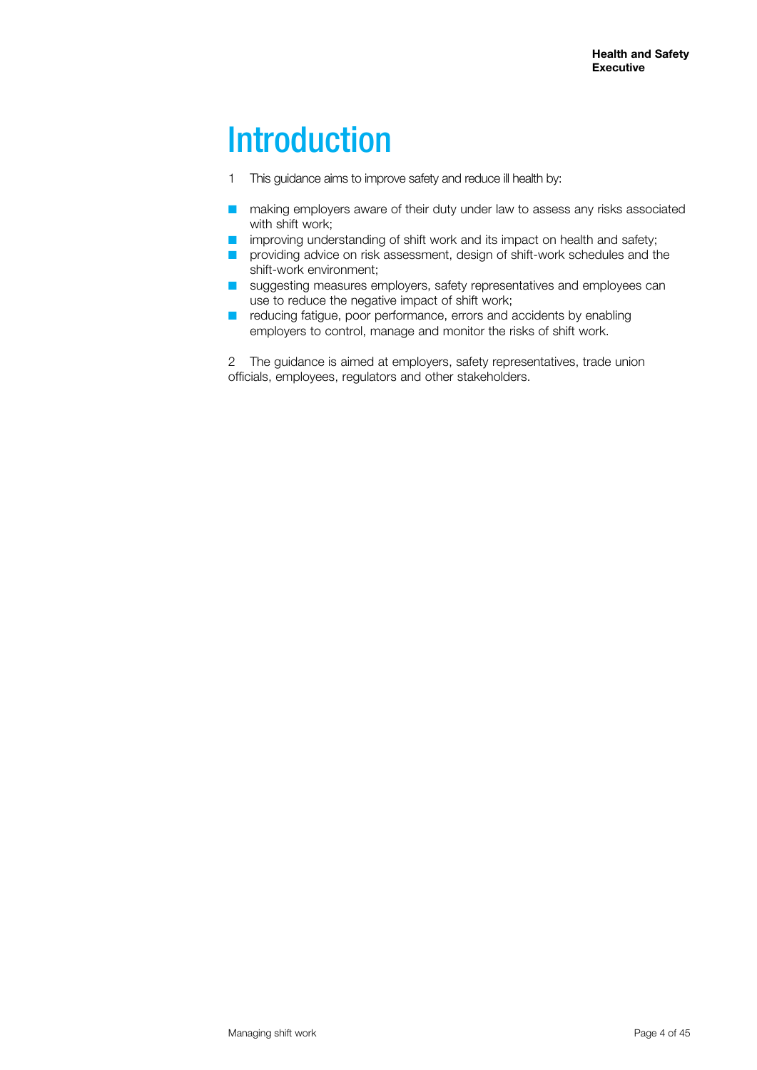# Introduction

1 This guidance aims to improve safety and reduce ill health by:

- making employers aware of their duty under law to assess any risks associated with shift work;
- improving understanding of shift work and its impact on health and safety;
- providing advice on risk assessment, design of shift-work schedules and the shift-work environment;
- suggesting measures employers, safety representatives and employees can use to reduce the negative impact of shift work;
- reducing fatigue, poor performance, errors and accidents by enabling employers to control, manage and monitor the risks of shift work.

2 The guidance is aimed at employers, safety representatives, trade union officials, employees, regulators and other stakeholders.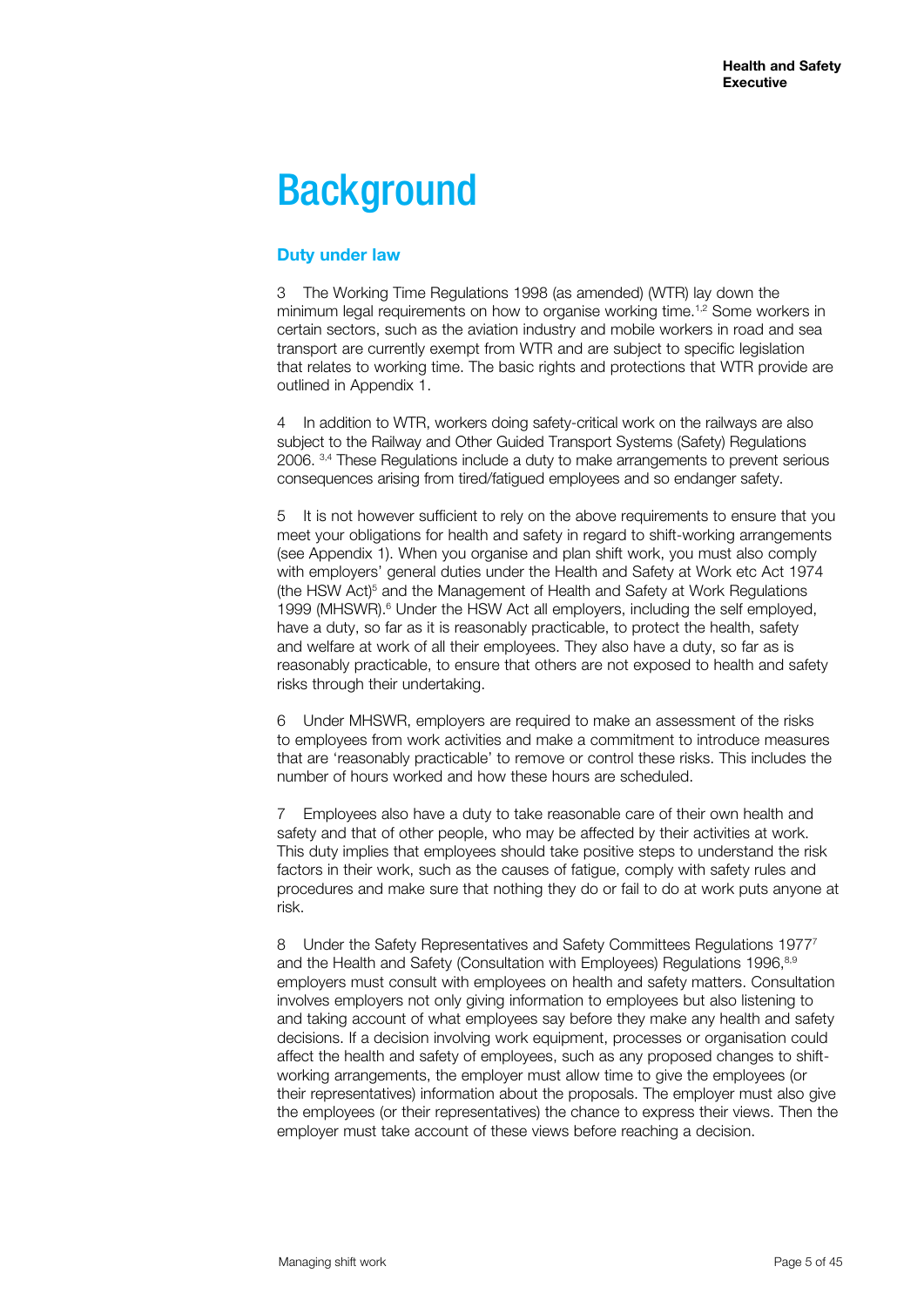# Background

## Duty under law

3 The Working Time Regulations 1998 (as amended) (WTR) lay down the minimum legal requirements on how to organise working time.[1,2] Some workers in certain sectors, such as the aviation industry and mobile workers in road and sea transport are currently exempt from WTR and are subject to specific legislation that relates to working time. The basic rights and protections that WTR provide are outlined in Appendix 1.

4 In addition to WTR, workers doing safety-critical work on the railways are also subject to the Railway and Other Guided Transport Systems (Safety) Regulations 2006. [3,4] These Regulations include a duty to make arrangements to prevent serious consequences arising from tired/fatigued employees and so endanger safety.

5 It is not however sufficient to rely on the above requirements to ensure that you meet your obligations for health and safety in regard to shift-working arrangements (see Appendix 1). When you organise and plan shift work, you must also comply with employers' general duties under the Health and Safety at Work etc Act 1974 (the HSW Act)[5] and the Management of Health and Safety at Work Regulations 1999 (MHSWR).[6] Under the HSW Act all employers, including the self employed, have a duty, so far as it is reasonably practicable, to protect the health, safety and welfare at work of all their employees. They also have a duty, so far as is reasonably practicable, to ensure that others are not exposed to health and safety risks through their undertaking.

6 Under MHSWR, employers are required to make an assessment of the risks to employees from work activities and make a commitment to introduce measures that are 'reasonably practicable' to remove or control these risks. This includes the number of hours worked and how these hours are scheduled.

7 Employees also have a duty to take reasonable care of their own health and safety and that of other people, who may be affected by their activities at work. This duty implies that employees should take positive steps to understand the risk factors in their work, such as the causes of fatigue, comply with safety rules and procedures and make sure that nothing they do or fail to do at work puts anyone at risk.

8 Under the Safety Representatives and Safety Committees Regulations 1977[7] and the Health and Safety (Consultation with Employees) Regulations 1996,[8,9] employers must consult with employees on health and safety matters. Consultation involves employers not only giving information to employees but also listening to and taking account of what employees say before they make any health and safety decisions. If a decision involving work equipment, processes or organisation could affect the health and safety of employees, such as any proposed changes to shift-working arrangements, the employer must allow time to give the employees (or their representatives) information about the proposals. The employer must also give the employees (or their representatives) the chance to express their views. Then the employer must take account of these views before reaching a decision.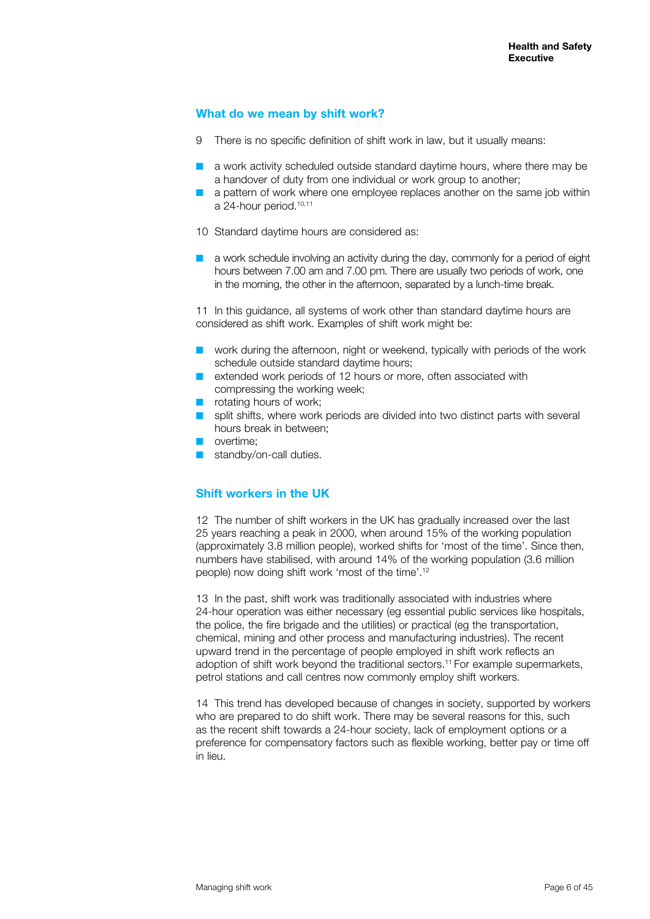## What do we mean by shift work?

9 There is no specific definition of shift work in law, but it usually means:

- a work activity scheduled outside standard daytime hours, where there may be a handover of duty from one individual or work group to another;
- a pattern of work where one employee replaces another on the same job within a 24-hour period.[10,11]

10 Standard daytime hours are considered as:

- a work schedule involving an activity during the day, commonly for a period of eight hours between 7.00 am and 7.00 pm. There are usually two periods of work, one in the morning, the other in the afternoon, separated by a lunch-time break.

11 In this guidance, all systems of work other than standard daytime hours are considered as shift work. Examples of shift work might be:

- work during the afternoon, night or weekend, typically with periods of the work schedule outside standard daytime hours;
- extended work periods of 12 hours or more, often associated with compressing the working week;
- rotating hours of work;
- split shifts, where work periods are divided into two distinct parts with several hours break in between;
- overtime;
- standby/on-call duties.

## Shift workers in the UK

12 The number of shift workers in the UK has gradually increased over the last 25 years reaching a peak in 2000, when around 15% of the working population (approximately 3.8 million people), worked shifts for 'most of the time'. Since then, numbers have stabilised, with around 14% of the working population (3.6 million people) now doing shift work 'most of the time'.[12]

13 In the past, shift work was traditionally associated with industries where 24-hour operation was either necessary (eg essential public services like hospitals, the police, the fire brigade and the utilities) or practical (eg the transportation, chemical, mining and other process and manufacturing industries). The recent upward trend in the percentage of people employed in shift work reflects an adoption of shift work beyond the traditional sectors.[11] For example supermarkets, petrol stations and call centres now commonly employ shift workers.

14 This trend has developed because of changes in society, supported by workers who are prepared to do shift work. There may be several reasons for this, such as the recent shift towards a 24-hour society, lack of employment options or a preference for compensatory factors such as flexible working, better pay or time off in lieu.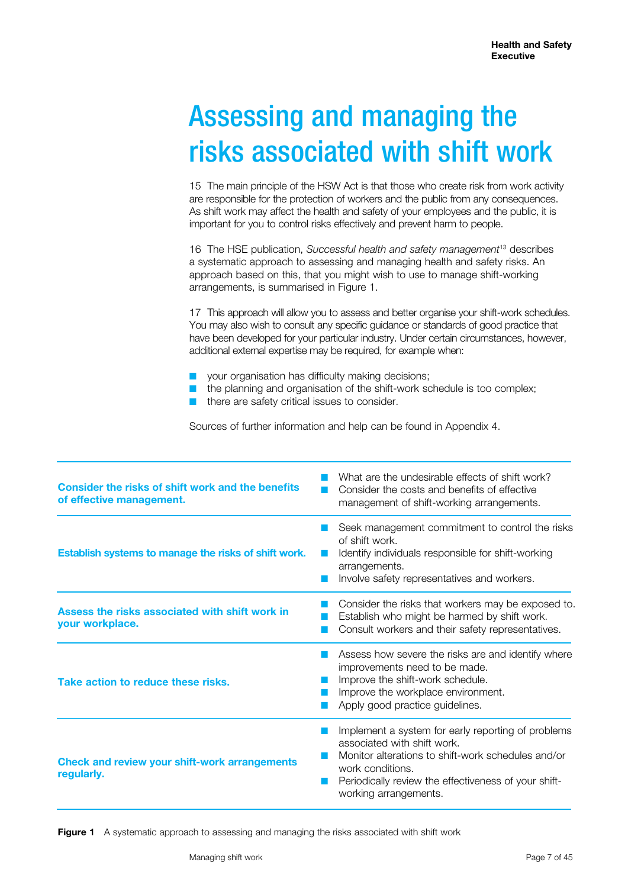# Assessing and managing the risks associated with shift work

15 The main principle of the HSW Act is that those who create risk from work activity are responsible for the protection of workers and the public from any consequences. As shift work may affect the health and safety of your employees and the public, it is important for you to control risks effectively and prevent harm to people.

16 The HSE publication, *Successful health and safety management*[13] describes a systematic approach to assessing and managing health and safety risks. An approach based on this, that you might wish to use to manage shift-working arrangements, is summarised in Figure 1.

17 This approach will allow you to assess and better organise your shift-work schedules. You may also wish to consult any specific guidance or standards of good practice that have been developed for your particular industry. Under certain circumstances, however, additional external expertise may be required, for example when:

- your organisation has difficulty making decisions;
- the planning and organisation of the shift-work schedule is too complex;
- there are safety critical issues to consider.

Sources of further information and help can be found in Appendix 4.

| | |
|---|---|
| **Consider the risks of shift work and the benefits of effective management.** | ■ What are the undesirable effects of shift work?<br>■ Consider the costs and benefits of effective management of shift-working arrangements. |
| **Establish systems to manage the risks of shift work.** | ■ Seek management commitment to control the risks of shift work.<br>■ Identify individuals responsible for shift-working arrangements.<br>■ Involve safety representatives and workers. |
| **Assess the risks associated with shift work in your workplace.** | ■ Consider the risks that workers may be exposed to.<br>■ Establish who might be harmed by shift work.<br>■ Consult workers and their safety representatives. |
| **Take action to reduce these risks.** | ■ Assess how severe the risks are and identify where improvements need to be made.<br>■ Improve the shift-work schedule.<br>■ Improve the workplace environment.<br>■ Apply good practice guidelines. |
| **Check and review your shift-work arrangements regularly.** | ■ Implement a system for early reporting of problems associated with shift work.<br>■ Monitor alterations to shift-work schedules and/or work conditions.<br>■ Periodically review the effectiveness of your shift-working arrangements. |

**Figure 1** A systematic approach to assessing and managing the risks associated with shift work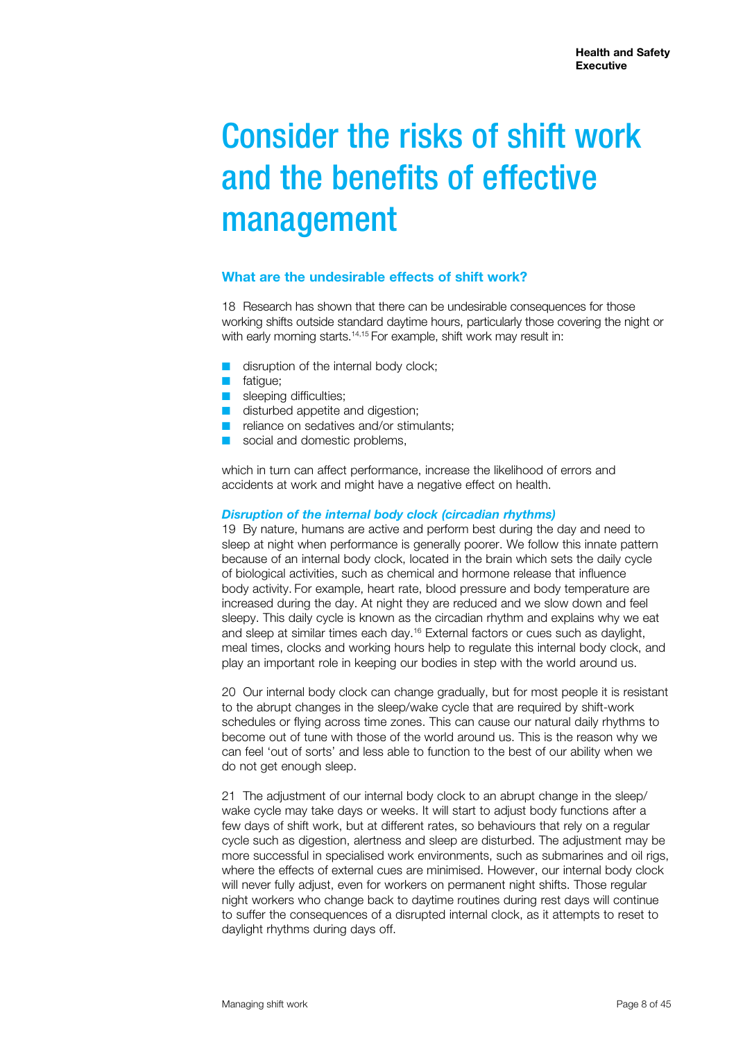# Consider the risks of shift work and the benefits of effective management

## What are the undesirable effects of shift work?

18 Research has shown that there can be undesirable consequences for those working shifts outside standard daytime hours, particularly those covering the night or with early morning starts.[14,15] For example, shift work may result in:

- disruption of the internal body clock;
- fatigue;
- sleeping difficulties;
- disturbed appetite and digestion;
- reliance on sedatives and/or stimulants;
- social and domestic problems,

which in turn can affect performance, increase the likelihood of errors and accidents at work and might have a negative effect on health.

### *Disruption of the internal body clock (circadian rhythms)*

19 By nature, humans are active and perform best during the day and need to sleep at night when performance is generally poorer. We follow this innate pattern because of an internal body clock, located in the brain which sets the daily cycle of biological activities, such as chemical and hormone release that influence body activity. For example, heart rate, blood pressure and body temperature are increased during the day. At night they are reduced and we slow down and feel sleepy. This daily cycle is known as the circadian rhythm and explains why we eat and sleep at similar times each day.[16] External factors or cues such as daylight, meal times, clocks and working hours help to regulate this internal body clock, and play an important role in keeping our bodies in step with the world around us.

20 Our internal body clock can change gradually, but for most people it is resistant to the abrupt changes in the sleep/wake cycle that are required by shift-work schedules or flying across time zones. This can cause our natural daily rhythms to become out of tune with those of the world around us. This is the reason why we can feel 'out of sorts' and less able to function to the best of our ability when we do not get enough sleep.

21 The adjustment of our internal body clock to an abrupt change in the sleep/wake cycle may take days or weeks. It will start to adjust body functions after a few days of shift work, but at different rates, so behaviours that rely on a regular cycle such as digestion, alertness and sleep are disturbed. The adjustment may be more successful in specialised work environments, such as submarines and oil rigs, where the effects of external cues are minimised. However, our internal body clock will never fully adjust, even for workers on permanent night shifts. Those regular night workers who change back to daytime routines during rest days will continue to suffer the consequences of a disrupted internal clock, as it attempts to reset to daylight rhythms during days off.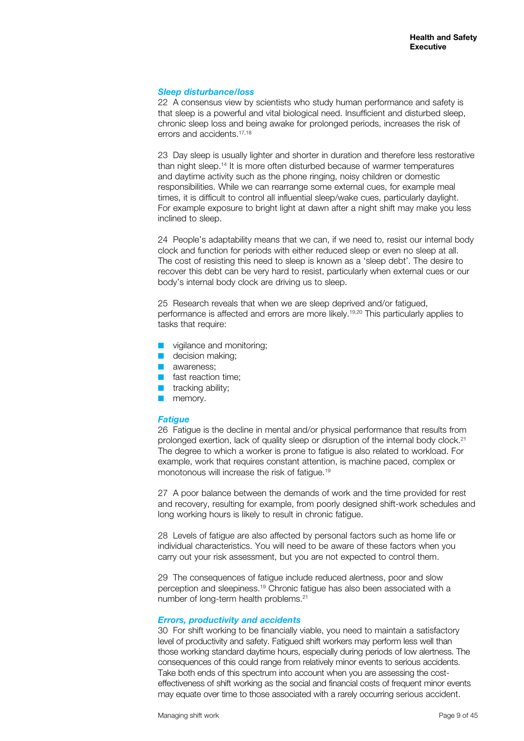### *Sleep disturbance/loss*

22 A consensus view by scientists who study human performance and safety is that sleep is a powerful and vital biological need. Insufficient and disturbed sleep, chronic sleep loss and being awake for prolonged periods, increases the risk of errors and accidents.[17,18]

23 Day sleep is usually lighter and shorter in duration and therefore less restorative than night sleep.[14] It is more often disturbed because of warmer temperatures and daytime activity such as the phone ringing, noisy children or domestic responsibilities. While we can rearrange some external cues, for example meal times, it is difficult to control all influential sleep/wake cues, particularly daylight. For example exposure to bright light at dawn after a night shift may make you less inclined to sleep.

24 People's adaptability means that we can, if we need to, resist our internal body clock and function for periods with either reduced sleep or even no sleep at all. The cost of resisting this need to sleep is known as a 'sleep debt'. The desire to recover this debt can be very hard to resist, particularly when external cues or our body's internal body clock are driving us to sleep.

25 Research reveals that when we are sleep deprived and/or fatigued, performance is affected and errors are more likely.[19,20] This particularly applies to tasks that require:

- vigilance and monitoring;
- decision making;
- awareness;
- fast reaction time;
- tracking ability;
- memory.

### *Fatigue*

26 Fatigue is the decline in mental and/or physical performance that results from prolonged exertion, lack of quality sleep or disruption of the internal body clock.[21] The degree to which a worker is prone to fatigue is also related to workload. For example, work that requires constant attention, is machine paced, complex or monotonous will increase the risk of fatigue.[19]

27 A poor balance between the demands of work and the time provided for rest and recovery, resulting for example, from poorly designed shift-work schedules and long working hours is likely to result in chronic fatigue.

28 Levels of fatigue are also affected by personal factors such as home life or individual characteristics. You will need to be aware of these factors when you carry out your risk assessment, but you are not expected to control them.

29 The consequences of fatigue include reduced alertness, poor and slow perception and sleepiness.[19] Chronic fatigue has also been associated with a number of long-term health problems.[21]

### *Errors, productivity and accidents*

30 For shift working to be financially viable, you need to maintain a satisfactory level of productivity and safety. Fatigued shift workers may perform less well than those working standard daytime hours, especially during periods of low alertness. The consequences of this could range from relatively minor events to serious accidents. Take both ends of this spectrum into account when you are assessing the cost-effectiveness of shift working as the social and financial costs of frequent minor events may equate over time to those associated with a rarely occurring serious accident.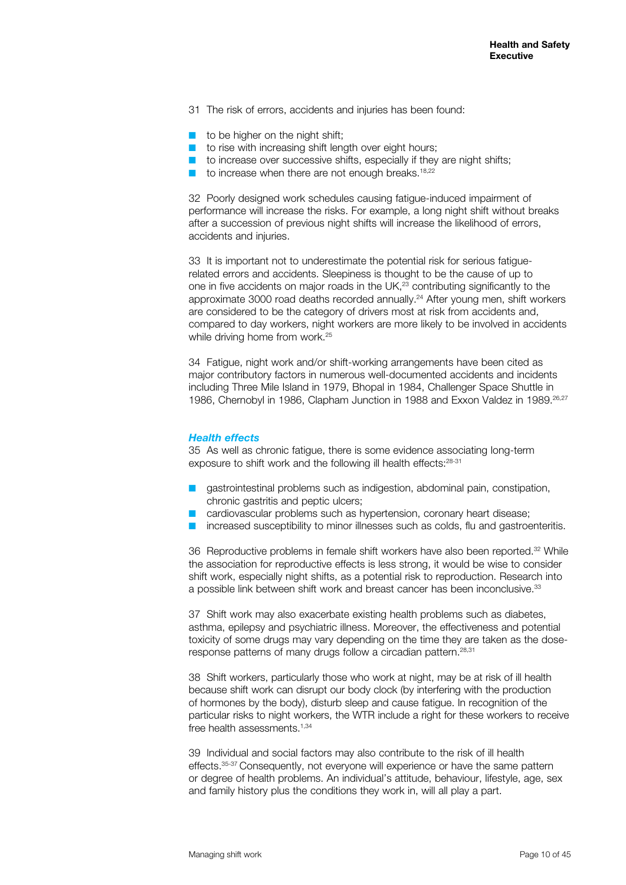31 The risk of errors, accidents and injuries has been found:

- to be higher on the night shift;
- to rise with increasing shift length over eight hours;
- to increase over successive shifts, especially if they are night shifts;
- to increase when there are not enough breaks.[18,22]

32 Poorly designed work schedules causing fatigue-induced impairment of performance will increase the risks. For example, a long night shift without breaks after a succession of previous night shifts will increase the likelihood of errors, accidents and injuries.

33 It is important not to underestimate the potential risk for serious fatigue-related errors and accidents. Sleepiness is thought to be the cause of up to one in five accidents on major roads in the UK,[23] contributing significantly to the approximate 3000 road deaths recorded annually.[24] After young men, shift workers are considered to be the category of drivers most at risk from accidents and, compared to day workers, night workers are more likely to be involved in accidents while driving home from work.[25]

34 Fatigue, night work and/or shift-working arrangements have been cited as major contributory factors in numerous well-documented accidents and incidents including Three Mile Island in 1979, Bhopal in 1984, Challenger Space Shuttle in 1986, Chernobyl in 1986, Clapham Junction in 1988 and Exxon Valdez in 1989.[26,27]

### *Health effects*

35 As well as chronic fatigue, there is some evidence associating long-term exposure to shift work and the following ill health effects:[28-31]

- gastrointestinal problems such as indigestion, abdominal pain, constipation, chronic gastritis and peptic ulcers;
- cardiovascular problems such as hypertension, coronary heart disease;
- increased susceptibility to minor illnesses such as colds, flu and gastroenteritis.

36 Reproductive problems in female shift workers have also been reported.[32] While the association for reproductive effects is less strong, it would be wise to consider shift work, especially night shifts, as a potential risk to reproduction. Research into a possible link between shift work and breast cancer has been inconclusive.[33]

37 Shift work may also exacerbate existing health problems such as diabetes, asthma, epilepsy and psychiatric illness. Moreover, the effectiveness and potential toxicity of some drugs may vary depending on the time they are taken as the dose-response patterns of many drugs follow a circadian pattern.[28,31]

38 Shift workers, particularly those who work at night, may be at risk of ill health because shift work can disrupt our body clock (by interfering with the production of hormones by the body), disturb sleep and cause fatigue. In recognition of the particular risks to night workers, the WTR include a right for these workers to receive free health assessments.[1,34]

39 Individual and social factors may also contribute to the risk of ill health effects.[35-37] Consequently, not everyone will experience or have the same pattern or degree of health problems. An individual's attitude, behaviour, lifestyle, age, sex and family history plus the conditions they work in, will all play a part.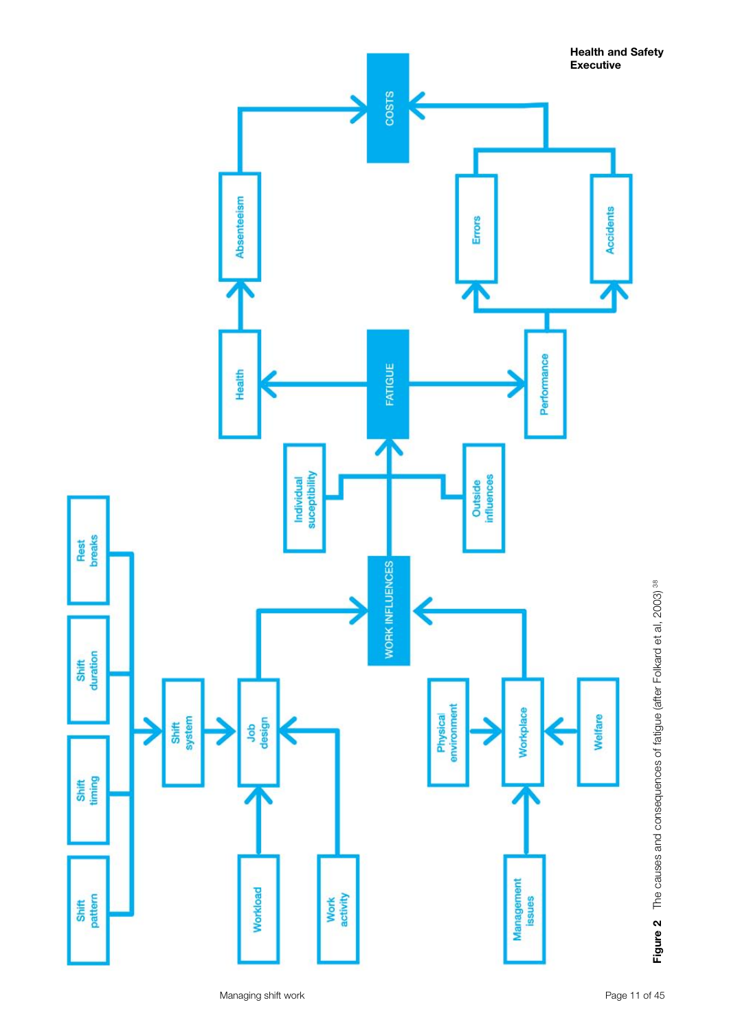Shift pattern

Shift timing

Shift duration

Rest breaks

Shift system

Job design

Workload

Work activity

Physical environment

Workplace

Welfare

Management issues

WORK INFLUENCES

Individual suceptibility

Outside influences

FATIGUE

Health

Performance

Absenteeism

Errors

Accidents

COSTS

**Figure 2** The causes and consequences of fatigue (after Folkard et al, 2003)[38]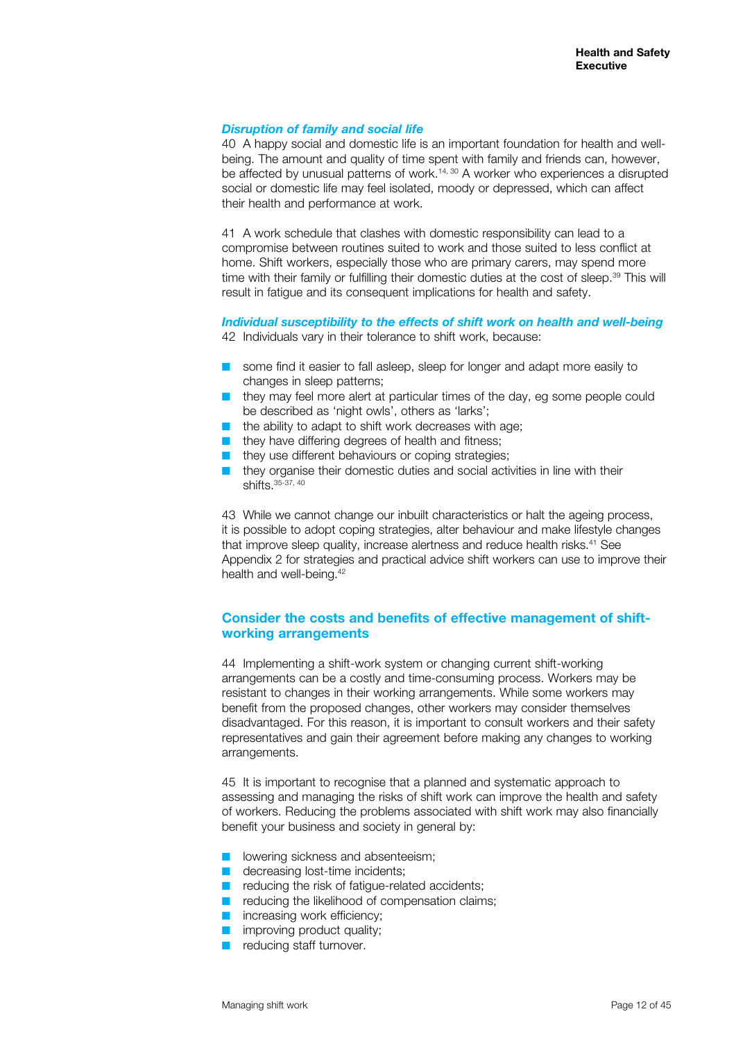### *Disruption of family and social life*

40 A happy social and domestic life is an important foundation for health and well-being. The amount and quality of time spent with family and friends can, however, be affected by unusual patterns of work.[14, 30] A worker who experiences a disrupted social or domestic life may feel isolated, moody or depressed, which can affect their health and performance at work.

41 A work schedule that clashes with domestic responsibility can lead to a compromise between routines suited to work and those suited to less conflict at home. Shift workers, especially those who are primary carers, may spend more time with their family or fulfilling their domestic duties at the cost of sleep.[39] This will result in fatigue and its consequent implications for health and safety.

### *Individual susceptibility to the effects of shift work on health and well-being*

42 Individuals vary in their tolerance to shift work, because:

- some find it easier to fall asleep, sleep for longer and adapt more easily to changes in sleep patterns;
- they may feel more alert at particular times of the day, eg some people could be described as 'night owls', others as 'larks';
- the ability to adapt to shift work decreases with age;
- they have differing degrees of health and fitness;
- they use different behaviours or coping strategies;
- they organise their domestic duties and social activities in line with their shifts.[35-37, 40]

43 While we cannot change our inbuilt characteristics or halt the ageing process, it is possible to adopt coping strategies, alter behaviour and make lifestyle changes that improve sleep quality, increase alertness and reduce health risks.[41] See Appendix 2 for strategies and practical advice shift workers can use to improve their health and well-being.[42]

## Consider the costs and benefits of effective management of shift-working arrangements

44 Implementing a shift-work system or changing current shift-working arrangements can be a costly and time-consuming process. Workers may be resistant to changes in their working arrangements. While some workers may benefit from the proposed changes, other workers may consider themselves disadvantaged. For this reason, it is important to consult workers and their safety representatives and gain their agreement before making any changes to working arrangements.

45 It is important to recognise that a planned and systematic approach to assessing and managing the risks of shift work can improve the health and safety of workers. Reducing the problems associated with shift work may also financially benefit your business and society in general by:

- lowering sickness and absenteeism;
- decreasing lost-time incidents;
- reducing the risk of fatigue-related accidents;
- reducing the likelihood of compensation claims;
- increasing work efficiency;
- improving product quality;
- reducing staff turnover.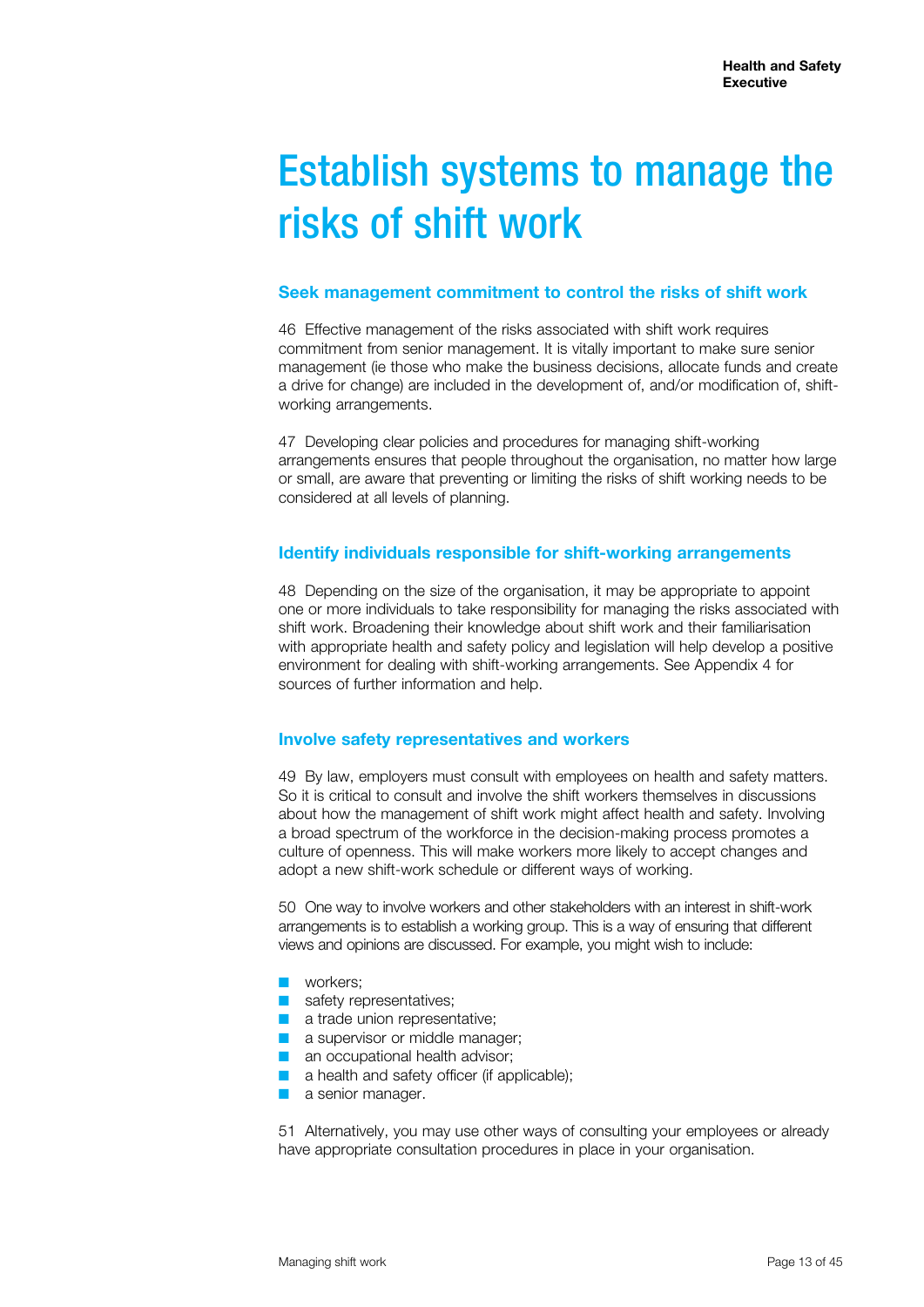# Establish systems to manage the risks of shift work

## Seek management commitment to control the risks of shift work

46 Effective management of the risks associated with shift work requires commitment from senior management. It is vitally important to make sure senior management (ie those who make the business decisions, allocate funds and create a drive for change) are included in the development of, and/or modification of, shift-working arrangements.

47 Developing clear policies and procedures for managing shift-working arrangements ensures that people throughout the organisation, no matter how large or small, are aware that preventing or limiting the risks of shift working needs to be considered at all levels of planning.

## Identify individuals responsible for shift-working arrangements

48 Depending on the size of the organisation, it may be appropriate to appoint one or more individuals to take responsibility for managing the risks associated with shift work. Broadening their knowledge about shift work and their familiarisation with appropriate health and safety policy and legislation will help develop a positive environment for dealing with shift-working arrangements. See Appendix 4 for sources of further information and help.

## Involve safety representatives and workers

49 By law, employers must consult with employees on health and safety matters. So it is critical to consult and involve the shift workers themselves in discussions about how the management of shift work might affect health and safety. Involving a broad spectrum of the workforce in the decision-making process promotes a culture of openness. This will make workers more likely to accept changes and adopt a new shift-work schedule or different ways of working.

50 One way to involve workers and other stakeholders with an interest in shift-work arrangements is to establish a working group. This is a way of ensuring that different views and opinions are discussed. For example, you might wish to include:

- workers;
- safety representatives;
- a trade union representative;
- a supervisor or middle manager;
- an occupational health advisor;
- a health and safety officer (if applicable);
- a senior manager.

51 Alternatively, you may use other ways of consulting your employees or already have appropriate consultation procedures in place in your organisation.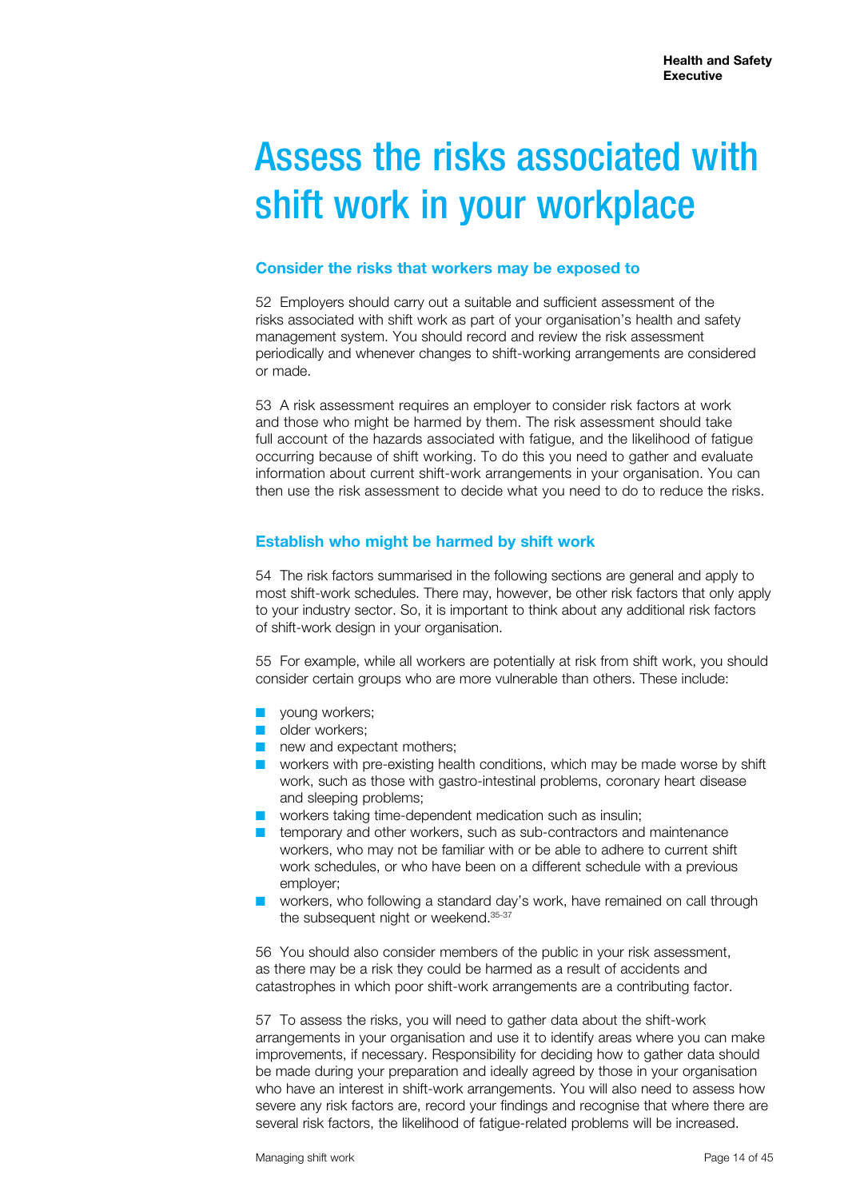# Assess the risks associated with shift work in your workplace

## Consider the risks that workers may be exposed to

52 Employers should carry out a suitable and sufficient assessment of the risks associated with shift work as part of your organisation's health and safety management system. You should record and review the risk assessment periodically and whenever changes to shift-working arrangements are considered or made.

53 A risk assessment requires an employer to consider risk factors at work and those who might be harmed by them. The risk assessment should take full account of the hazards associated with fatigue, and the likelihood of fatigue occurring because of shift working. To do this you need to gather and evaluate information about current shift-work arrangements in your organisation. You can then use the risk assessment to decide what you need to do to reduce the risks.

## Establish who might be harmed by shift work

54 The risk factors summarised in the following sections are general and apply to most shift-work schedules. There may, however, be other risk factors that only apply to your industry sector. So, it is important to think about any additional risk factors of shift-work design in your organisation.

55 For example, while all workers are potentially at risk from shift work, you should consider certain groups who are more vulnerable than others. These include:

- young workers;
- older workers;
- new and expectant mothers;
- workers with pre-existing health conditions, which may be made worse by shift work, such as those with gastro-intestinal problems, coronary heart disease and sleeping problems;
- workers taking time-dependent medication such as insulin;
- temporary and other workers, such as sub-contractors and maintenance workers, who may not be familiar with or be able to adhere to current shift work schedules, or who have been on a different schedule with a previous employer;
- workers, who following a standard day's work, have remained on call through the subsequent night or weekend.[35-37]

56 You should also consider members of the public in your risk assessment, as there may be a risk they could be harmed as a result of accidents and catastrophes in which poor shift-work arrangements are a contributing factor.

57 To assess the risks, you will need to gather data about the shift-work arrangements in your organisation and use it to identify areas where you can make improvements, if necessary. Responsibility for deciding how to gather data should be made during your preparation and ideally agreed by those in your organisation who have an interest in shift-work arrangements. You will also need to assess how severe any risk factors are, record your findings and recognise that where there are several risk factors, the likelihood of fatigue-related problems will be increased.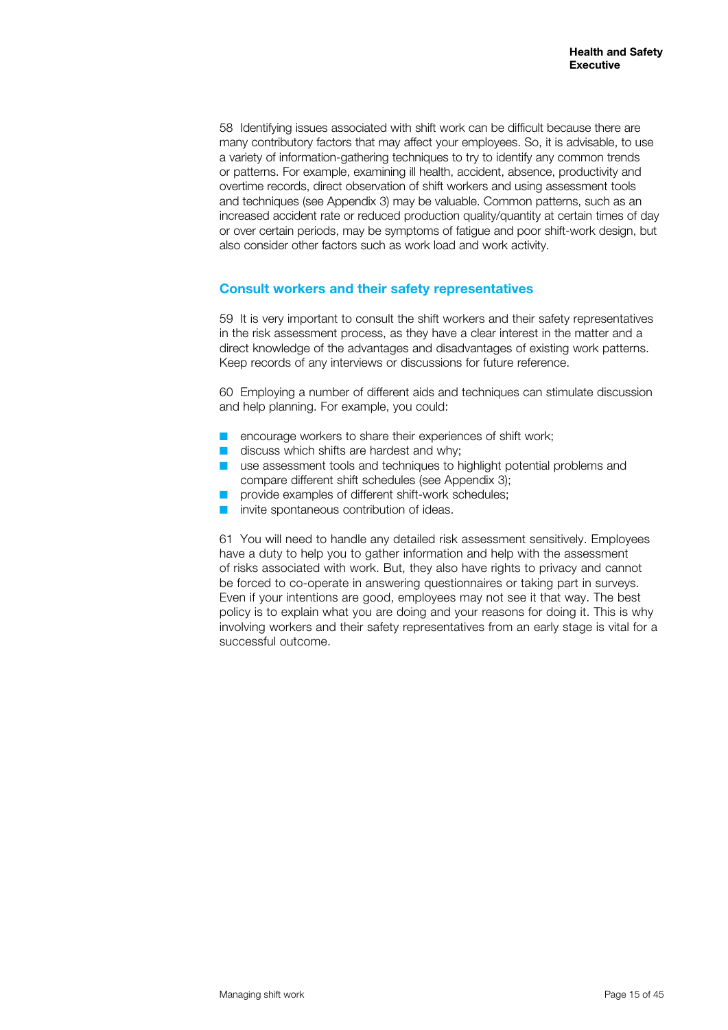58 Identifying issues associated with shift work can be difficult because there are many contributory factors that may affect your employees. So, it is advisable, to use a variety of information-gathering techniques to try to identify any common trends or patterns. For example, examining ill health, accident, absence, productivity and overtime records, direct observation of shift workers and using assessment tools and techniques (see Appendix 3) may be valuable. Common patterns, such as an increased accident rate or reduced production quality/quantity at certain times of day or over certain periods, may be symptoms of fatigue and poor shift-work design, but also consider other factors such as work load and work activity.

## Consult workers and their safety representatives

59 It is very important to consult the shift workers and their safety representatives in the risk assessment process, as they have a clear interest in the matter and a direct knowledge of the advantages and disadvantages of existing work patterns. Keep records of any interviews or discussions for future reference.

60 Employing a number of different aids and techniques can stimulate discussion and help planning. For example, you could:

- encourage workers to share their experiences of shift work;
- discuss which shifts are hardest and why;
- use assessment tools and techniques to highlight potential problems and compare different shift schedules (see Appendix 3);
- provide examples of different shift-work schedules;
- invite spontaneous contribution of ideas.

61 You will need to handle any detailed risk assessment sensitively. Employees have a duty to help you to gather information and help with the assessment of risks associated with work. But, they also have rights to privacy and cannot be forced to co-operate in answering questionnaires or taking part in surveys. Even if your intentions are good, employees may not see it that way. The best policy is to explain what you are doing and your reasons for doing it. This is why involving workers and their safety representatives from an early stage is vital for a successful outcome.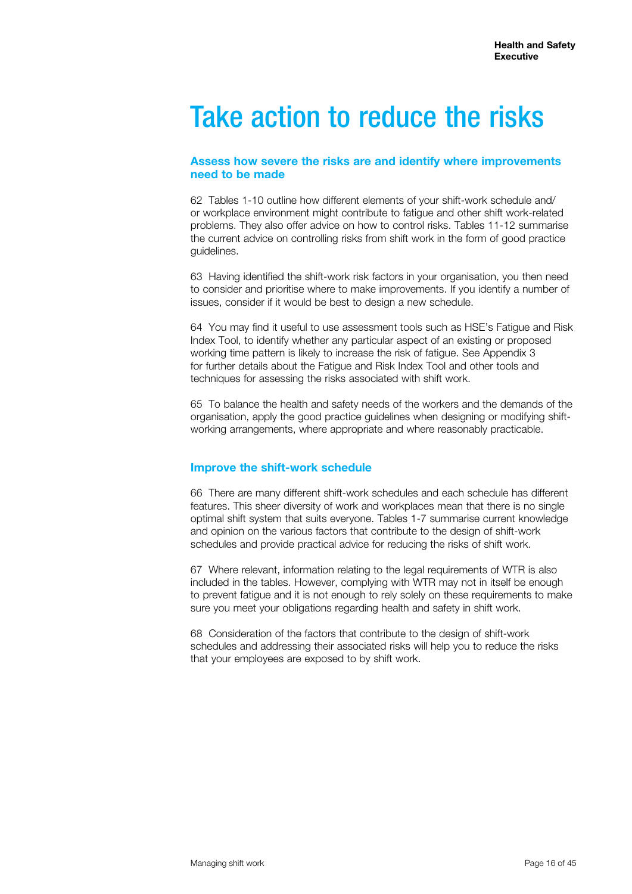# Take action to reduce the risks

## Assess how severe the risks are and identify where improvements need to be made

62 Tables 1-10 outline how different elements of your shift-work schedule and/or workplace environment might contribute to fatigue and other shift work-related problems. They also offer advice on how to control risks. Tables 11-12 summarise the current advice on controlling risks from shift work in the form of good practice guidelines.

63 Having identified the shift-work risk factors in your organisation, you then need to consider and prioritise where to make improvements. If you identify a number of issues, consider if it would be best to design a new schedule.

64 You may find it useful to use assessment tools such as HSE's Fatigue and Risk Index Tool, to identify whether any particular aspect of an existing or proposed working time pattern is likely to increase the risk of fatigue. See Appendix 3 for further details about the Fatigue and Risk Index Tool and other tools and techniques for assessing the risks associated with shift work.

65 To balance the health and safety needs of the workers and the demands of the organisation, apply the good practice guidelines when designing or modifying shift-working arrangements, where appropriate and where reasonably practicable.

## Improve the shift-work schedule

66 There are many different shift-work schedules and each schedule has different features. This sheer diversity of work and workplaces mean that there is no single optimal shift system that suits everyone. Tables 1-7 summarise current knowledge and opinion on the various factors that contribute to the design of shift-work schedules and provide practical advice for reducing the risks of shift work.

67 Where relevant, information relating to the legal requirements of WTR is also included in the tables. However, complying with WTR may not in itself be enough to prevent fatigue and it is not enough to rely solely on these requirements to make sure you meet your obligations regarding health and safety in shift work.

68 Consideration of the factors that contribute to the design of shift-work schedules and addressing their associated risks will help you to reduce the risks that your employees are exposed to by shift work.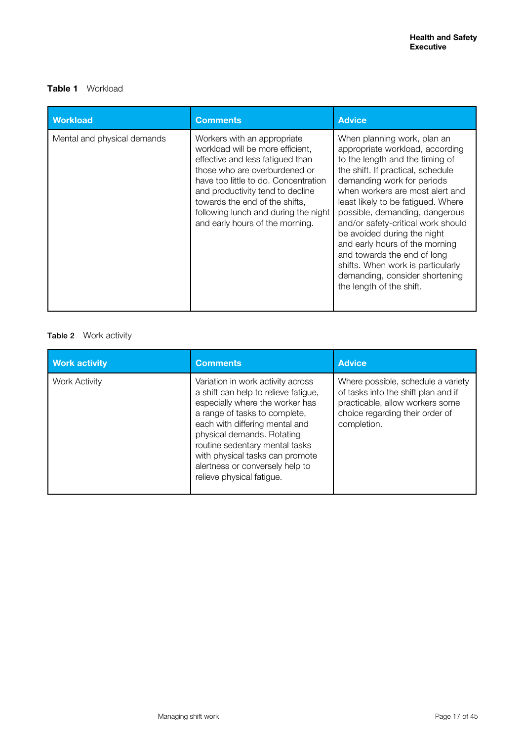**Table 1** Workload

| Workload | Comments | Advice |
|---|---|---|
| Mental and physical demands | Workers with an appropriate workload will be more efficient, effective and less fatigued than those who are overburdened or have too little to do. Concentration and productivity tend to decline towards the end of the shifts, following lunch and during the night and early hours of the morning. | When planning work, plan an appropriate workload, according to the length and the timing of the shift. If practical, schedule demanding work for periods when workers are most alert and least likely to be fatigued. Where possible, demanding, dangerous and/or safety-critical work should be avoided during the night and early hours of the morning and towards the end of long shifts. When work is particularly demanding, consider shortening the length of the shift. |

**Table 2** Work activity

| Work activity | Comments | Advice |
|---|---|---|
| Work Activity | Variation in work activity across a shift can help to relieve fatigue, especially where the worker has a range of tasks to complete, each with differing mental and physical demands. Rotating routine sedentary mental tasks with physical tasks can promote alertness or conversely help to relieve physical fatigue. | Where possible, schedule a variety of tasks into the shift plan and if practicable, allow workers some choice regarding their order of completion. |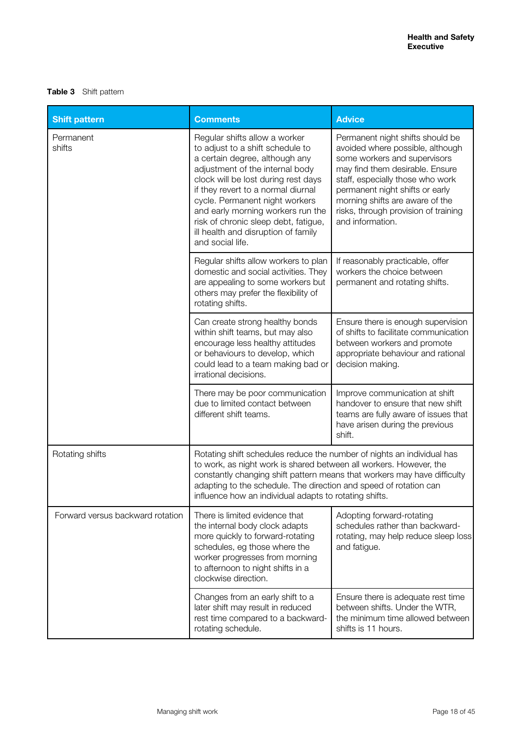**Table 3** Shift pattern

| Shift pattern | Comments | Advice |
|---|---|---|
| Permanent shifts | Regular shifts allow a worker to adjust to a shift schedule to a certain degree, although any adjustment of the internal body clock will be lost during rest days if they revert to a normal diurnal cycle. Permanent night workers and early morning workers run the risk of chronic sleep debt, fatigue, ill health and disruption of family and social life. | Permanent night shifts should be avoided where possible, although some workers and supervisors may find them desirable. Ensure staff, especially those who work permanent night shifts or early morning shifts are aware of the risks, through provision of training and information. |
| | Regular shifts allow workers to plan domestic and social activities. They are appealing to some workers but others may prefer the flexibility of rotating shifts. | If reasonably practicable, offer workers the choice between permanent and rotating shifts. |
| | Can create strong healthy bonds within shift teams, but may also encourage less healthy attitudes or behaviours to develop, which could lead to a team making bad or irrational decisions. | Ensure there is enough supervision of shifts to facilitate communication between workers and promote appropriate behaviour and rational decision making. |
| | There may be poor communication due to limited contact between different shift teams. | Improve communication at shift handover to ensure that new shift teams are fully aware of issues that have arisen during the previous shift. |
| Rotating shifts | Rotating shift schedules reduce the number of nights an individual has to work, as night work is shared between all workers. However, the constantly changing shift pattern means that workers may have difficulty adapting to the schedule. The direction and speed of rotation can influence how an individual adapts to rotating shifts. | |
| Forward versus backward rotation | There is limited evidence that the internal body clock adapts more quickly to forward-rotating schedules, eg those where the worker progresses from morning to afternoon to night shifts in a clockwise direction. | Adopting forward-rotating schedules rather than backward-rotating, may help reduce sleep loss and fatigue. |
| | Changes from an early shift to a later shift may result in reduced rest time compared to a backward-rotating schedule. | Ensure there is adequate rest time between shifts. Under the WTR, the minimum time allowed between shifts is 11 hours. |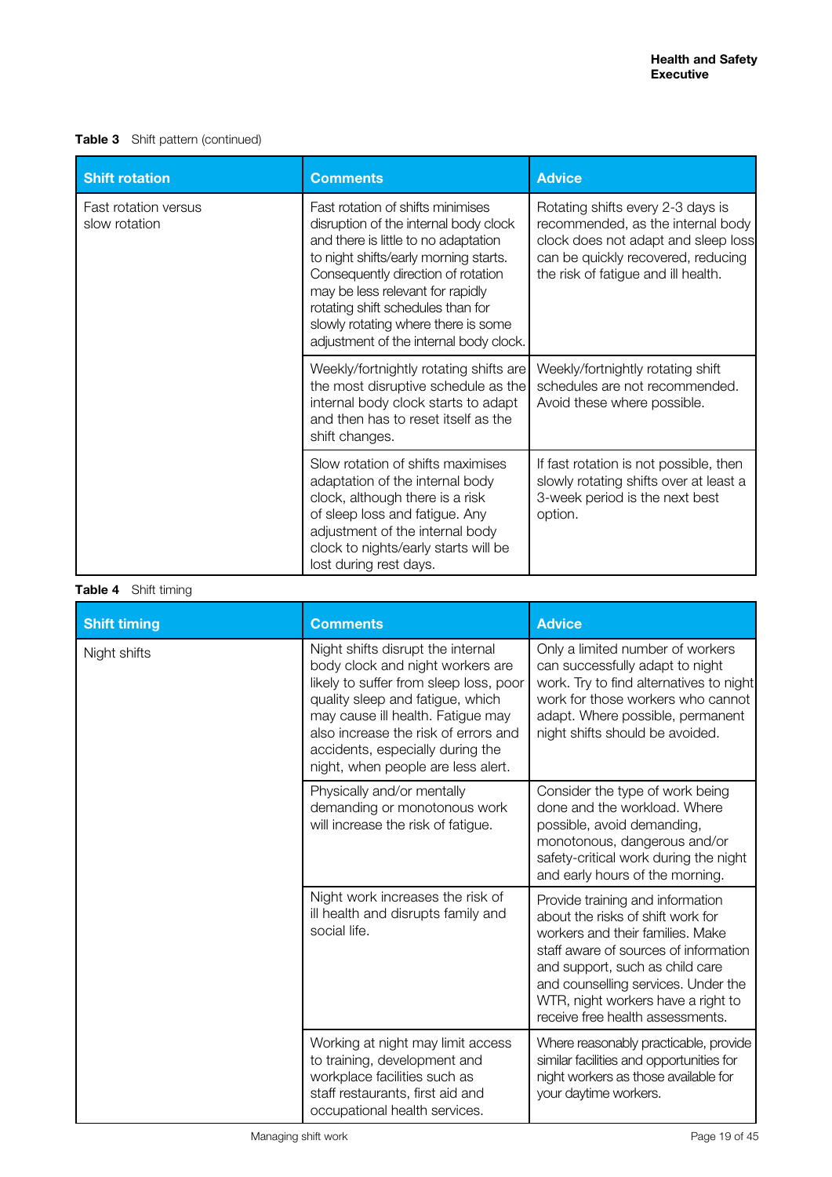**Table 3** Shift pattern (continued)

| Shift rotation | Comments | Advice |
|---|---|---|
| Fast rotation versus slow rotation | Fast rotation of shifts minimises disruption of the internal body clock and there is little to no adaptation to night shifts/early morning starts. Consequently direction of rotation may be less relevant for rapidly rotating shift schedules than for slowly rotating where there is some adjustment of the internal body clock. | Rotating shifts every 2-3 days is recommended, as the internal body clock does not adapt and sleep loss can be quickly recovered, reducing the risk of fatigue and ill health. |
| | Weekly/fortnightly rotating shifts are the most disruptive schedule as the internal body clock starts to adapt and then has to reset itself as the shift changes. | Weekly/fortnightly rotating shift schedules are not recommended. Avoid these where possible. |
| | Slow rotation of shifts maximises adaptation of the internal body clock, although there is a risk of sleep loss and fatigue. Any adjustment of the internal body clock to nights/early starts will be lost during rest days. | If fast rotation is not possible, then slowly rotating shifts over at least a 3-week period is the next best option. |

**Table 4** Shift timing

| Shift timing | Comments | Advice |
|---|---|---|
| Night shifts | Night shifts disrupt the internal body clock and night workers are likely to suffer from sleep loss, poor quality sleep and fatigue, which may cause ill health. Fatigue may also increase the risk of errors and accidents, especially during the night, when people are less alert. | Only a limited number of workers can successfully adapt to night work. Try to find alternatives to night work for those workers who cannot adapt. Where possible, permanent night shifts should be avoided. |
| | Physically and/or mentally demanding or monotonous work will increase the risk of fatigue. | Consider the type of work being done and the workload. Where possible, avoid demanding, monotonous, dangerous and/or safety-critical work during the night and early hours of the morning. |
| | Night work increases the risk of ill health and disrupts family and social life. | Provide training and information about the risks of shift work for workers and their families. Make staff aware of sources of information and support, such as child care and counselling services. Under the WTR, night workers have a right to receive free health assessments. |
| | Working at night may limit access to training, development and workplace facilities such as staff restaurants, first aid and occupational health services. | Where reasonably practicable, provide similar facilities and opportunities for night workers as those available for your daytime workers. |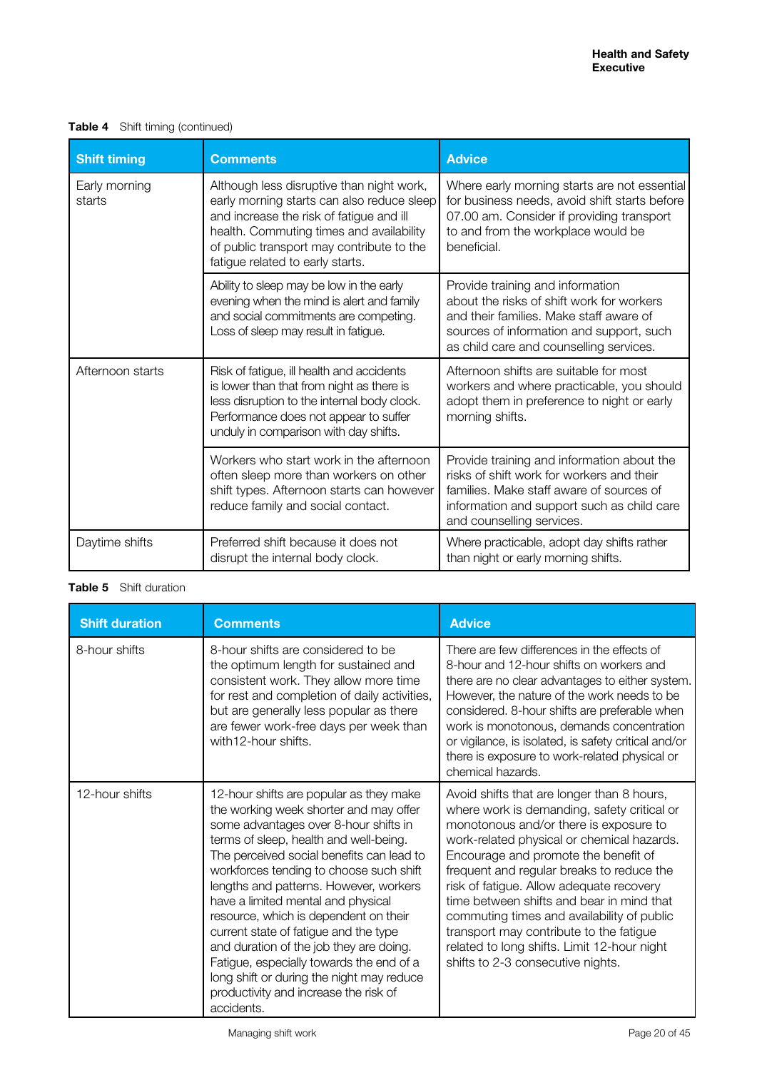**Table 4** Shift timing (continued)

| Shift timing | Comments | Advice |
|---|---|---|
| Early morning starts | Although less disruptive than night work, early morning starts can also reduce sleep and increase the risk of fatigue and ill health. Commuting times and availability of public transport may contribute to the fatigue related to early starts. | Where early morning starts are not essential for business needs, avoid shift starts before 07.00 am. Consider if providing transport to and from the workplace would be beneficial. |
| | Ability to sleep may be low in the early evening when the mind is alert and family and social commitments are competing. Loss of sleep may result in fatigue. | Provide training and information about the risks of shift work for workers and their families. Make staff aware of sources of information and support, such as child care and counselling services. |
| Afternoon starts | Risk of fatigue, ill health and accidents is lower than that from night as there is less disruption to the internal body clock. Performance does not appear to suffer unduly in comparison with day shifts. | Afternoon shifts are suitable for most workers and where practicable, you should adopt them in preference to night or early morning shifts. |
| | Workers who start work in the afternoon often sleep more than workers on other shift types. Afternoon starts can however reduce family and social contact. | Provide training and information about the risks of shift work for workers and their families. Make staff aware of sources of information and support such as child care and counselling services. |
| Daytime shifts | Preferred shift because it does not disrupt the internal body clock. | Where practicable, adopt day shifts rather than night or early morning shifts. |

**Table 5** Shift duration

| Shift duration | Comments | Advice |
|---|---|---|
| 8-hour shifts | 8-hour shifts are considered to be the optimum length for sustained and consistent work. They allow more time for rest and completion of daily activities, but are generally less popular as there are fewer work-free days per week than with12-hour shifts. | There are few differences in the effects of 8-hour and 12-hour shifts on workers and there are no clear advantages to either system. However, the nature of the work needs to be considered. 8-hour shifts are preferable when work is monotonous, demands concentration or vigilance, is isolated, is safety critical and/or there is exposure to work-related physical or chemical hazards. |
| 12-hour shifts | 12-hour shifts are popular as they make the working week shorter and may offer some advantages over 8-hour shifts in terms of sleep, health and well-being. The perceived social benefits can lead to workforces tending to choose such shift lengths and patterns. However, workers have a limited mental and physical resource, which is dependent on their current state of fatigue and the type and duration of the job they are doing. Fatigue, especially towards the end of a long shift or during the night may reduce productivity and increase the risk of accidents. | Avoid shifts that are longer than 8 hours, where work is demanding, safety critical or monotonous and/or there is exposure to work-related physical or chemical hazards. Encourage and promote the benefit of frequent and regular breaks to reduce the risk of fatigue. Allow adequate recovery time between shifts and bear in mind that commuting times and availability of public transport may contribute to the fatigue related to long shifts. Limit 12-hour night shifts to 2-3 consecutive nights. |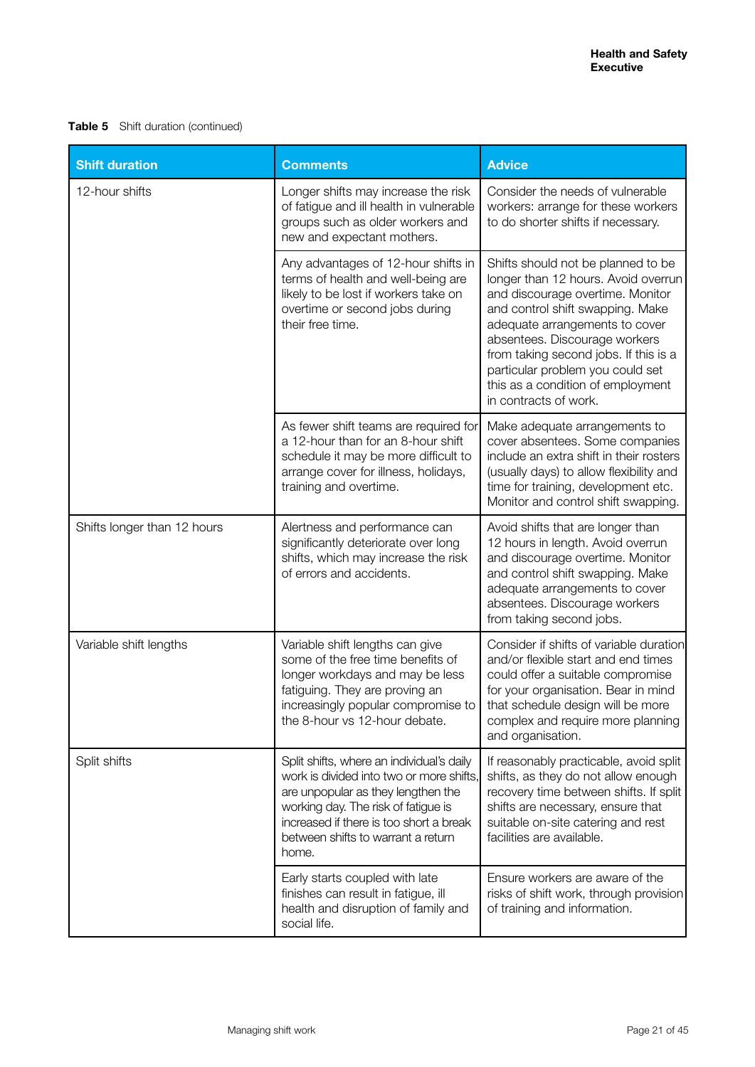**Table 5** Shift duration (continued)

| Shift duration | Comments | Advice |
|---|---|---|
| 12-hour shifts | Longer shifts may increase the risk of fatigue and ill health in vulnerable groups such as older workers and new and expectant mothers. | Consider the needs of vulnerable workers: arrange for these workers to do shorter shifts if necessary. |
| | Any advantages of 12-hour shifts in terms of health and well-being are likely to be lost if workers take on overtime or second jobs during their free time. | Shifts should not be planned to be longer than 12 hours. Avoid overrun and discourage overtime. Monitor and control shift swapping. Make adequate arrangements to cover absentees. Discourage workers from taking second jobs. If this is a particular problem you could set this as a condition of employment in contracts of work. |
| | As fewer shift teams are required for a 12-hour than for an 8-hour shift schedule it may be more difficult to arrange cover for illness, holidays, training and overtime. | Make adequate arrangements to cover absentees. Some companies include an extra shift in their rosters (usually days) to allow flexibility and time for training, development etc. Monitor and control shift swapping. |
| Shifts longer than 12 hours | Alertness and performance can significantly deteriorate over long shifts, which may increase the risk of errors and accidents. | Avoid shifts that are longer than 12 hours in length. Avoid overrun and discourage overtime. Monitor and control shift swapping. Make adequate arrangements to cover absentees. Discourage workers from taking second jobs. |
| Variable shift lengths | Variable shift lengths can give some of the free time benefits of longer workdays and may be less fatiguing. They are proving an increasingly popular compromise to the 8-hour vs 12-hour debate. | Consider if shifts of variable duration and/or flexible start and end times could offer a suitable compromise for your organisation. Bear in mind that schedule design will be more complex and require more planning and organisation. |
| Split shifts | Split shifts, where an individual's daily work is divided into two or more shifts, are unpopular as they lengthen the working day. The risk of fatigue is increased if there is too short a break between shifts to warrant a return home. | If reasonably practicable, avoid split shifts, as they do not allow enough recovery time between shifts. If split shifts are necessary, ensure that suitable on-site catering and rest facilities are available. |
| | Early starts coupled with late finishes can result in fatigue, ill health and disruption of family and social life. | Ensure workers are aware of the risks of shift work, through provision of training and information. |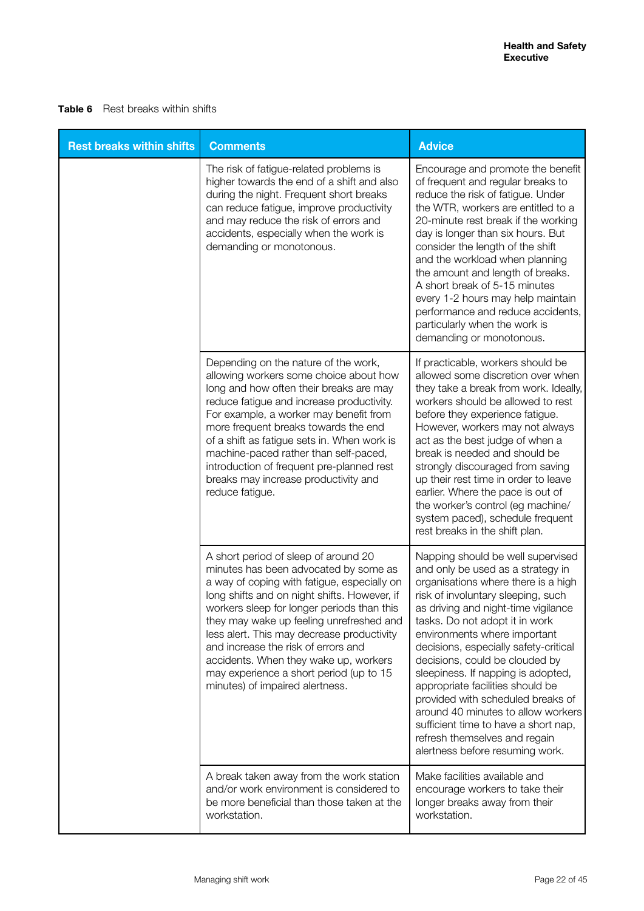**Table 6** Rest breaks within shifts

| Rest breaks within shifts | Comments | Advice |
|---|---|---|
| | The risk of fatigue-related problems is higher towards the end of a shift and also during the night. Frequent short breaks can reduce fatigue, improve productivity and may reduce the risk of errors and accidents, especially when the work is demanding or monotonous. | Encourage and promote the benefit of frequent and regular breaks to reduce the risk of fatigue. Under the WTR, workers are entitled to a 20-minute rest break if the working day is longer than six hours. But consider the length of the shift and the workload when planning the amount and length of breaks. A short break of 5-15 minutes every 1-2 hours may help maintain performance and reduce accidents, particularly when the work is demanding or monotonous. |
| | Depending on the nature of the work, allowing workers some choice about how long and how often their breaks are may reduce fatigue and increase productivity. For example, a worker may benefit from more frequent breaks towards the end of a shift as fatigue sets in. When work is machine-paced rather than self-paced, introduction of frequent pre-planned rest breaks may increase productivity and reduce fatigue. | If practicable, workers should be allowed some discretion over when they take a break from work. Ideally, workers should be allowed to rest before they experience fatigue. However, workers may not always act as the best judge of when a break is needed and should be strongly discouraged from saving up their rest time in order to leave earlier. Where the pace is out of the worker's control (eg machine/ system paced), schedule frequent rest breaks in the shift plan. |
| | A short period of sleep of around 20 minutes has been advocated by some as a way of coping with fatigue, especially on long shifts and on night shifts. However, if workers sleep for longer periods than this they may wake up feeling unrefreshed and less alert. This may decrease productivity and increase the risk of errors and accidents. When they wake up, workers may experience a short period (up to 15 minutes) of impaired alertness. | Napping should be well supervised and only be used as a strategy in organisations where there is a high risk of involuntary sleeping, such as driving and night-time vigilance tasks. Do not adopt it in work environments where important decisions, especially safety-critical decisions, could be clouded by sleepiness. If napping is adopted, appropriate facilities should be provided with scheduled breaks of around 40 minutes to allow workers sufficient time to have a short nap, refresh themselves and regain alertness before resuming work. |
| | A break taken away from the work station and/or work environment is considered to be more beneficial than those taken at the workstation. | Make facilities available and encourage workers to take their longer breaks away from their workstation. |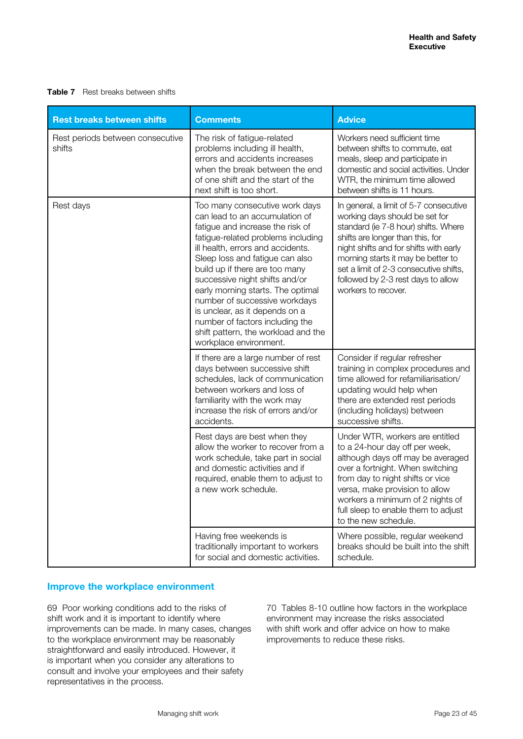**Table 7** Rest breaks between shifts

| Rest breaks between shifts | Comments | Advice |
|---|---|---|
| Rest periods between consecutive shifts | The risk of fatigue-related problems including ill health, errors and accidents increases when the break between the end of one shift and the start of the next shift is too short. | Workers need sufficient time between shifts to commute, eat meals, sleep and participate in domestic and social activities. Under WTR, the minimum time allowed between shifts is 11 hours. |
| Rest days | Too many consecutive work days can lead to an accumulation of fatigue and increase the risk of fatigue-related problems including ill health, errors and accidents. Sleep loss and fatigue can also build up if there are too many successive night shifts and/or early morning starts. The optimal number of successive workdays is unclear, as it depends on a number of factors including the shift pattern, the workload and the workplace environment. | In general, a limit of 5-7 consecutive working days should be set for standard (ie 7-8 hour) shifts. Where shifts are longer than this, for night shifts and for shifts with early morning starts it may be better to set a limit of 2-3 consecutive shifts, followed by 2-3 rest days to allow workers to recover. |
| | If there are a large number of rest days between successive shift schedules, lack of communication between workers and loss of familiarity with the work may increase the risk of errors and/or accidents. | Consider if regular refresher training in complex procedures and time allowed for refamiliarisation/updating would help when there are extended rest periods (including holidays) between successive shifts. |
| | Rest days are best when they allow the worker to recover from a work schedule, take part in social and domestic activities and if required, enable them to adjust to a new work schedule. | Under WTR, workers are entitled to a 24-hour day off per week, although days off may be averaged over a fortnight. When switching from day to night shifts or vice versa, make provision to allow workers a minimum of 2 nights of full sleep to enable them to adjust to the new schedule. |
| | Having free weekends is traditionally important to workers for social and domestic activities. | Where possible, regular weekend breaks should be built into the shift schedule. |

## Improve the workplace environment

69 Poor working conditions add to the risks of shift work and it is important to identify where improvements can be made. In many cases, changes to the workplace environment may be reasonably straightforward and easily introduced. However, it is important when you consider any alterations to consult and involve your employees and their safety representatives in the process.

70 Tables 8-10 outline how factors in the workplace environment may increase the risks associated with shift work and offer advice on how to make improvements to reduce these risks.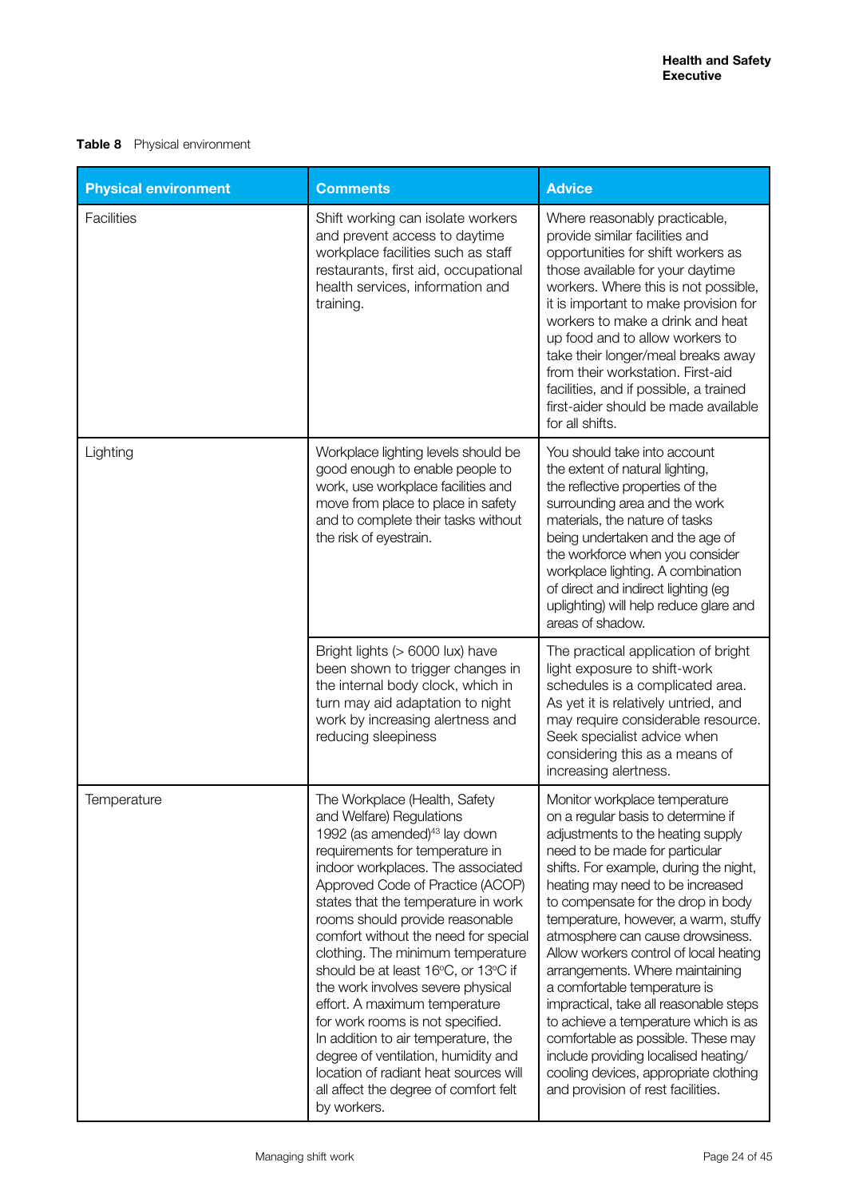**Table 8** Physical environment

| Physical environment | Comments | Advice |
|---|---|---|
| Facilities | Shift working can isolate workers and prevent access to daytime workplace facilities such as staff restaurants, first aid, occupational health services, information and training. | Where reasonably practicable, provide similar facilities and opportunities for shift workers as those available for your daytime workers. Where this is not possible, it is important to make provision for workers to make a drink and heat up food and to allow workers to take their longer/meal breaks away from their workstation. First-aid facilities, and if possible, a trained first-aider should be made available for all shifts. |
| Lighting | Workplace lighting levels should be good enough to enable people to work, use workplace facilities and move from place to place in safety and to complete their tasks without the risk of eyestrain. | You should take into account the extent of natural lighting, the reflective properties of the surrounding area and the work materials, the nature of tasks being undertaken and the age of the workforce when you consider workplace lighting. A combination of direct and indirect lighting (eg uplighting) will help reduce glare and areas of shadow. |
| | Bright lights (> 6000 lux) have been shown to trigger changes in the internal body clock, which in turn may aid adaptation to night work by increasing alertness and reducing sleepiness | The practical application of bright light exposure to shift-work schedules is a complicated area. As yet it is relatively untried, and may require considerable resource. Seek specialist advice when considering this as a means of increasing alertness. |
| Temperature | The Workplace (Health, Safety and Welfare) Regulations 1992 (as amended)[43] lay down requirements for temperature in indoor workplaces. The associated Approved Code of Practice (ACOP) states that the temperature in work rooms should provide reasonable comfort without the need for special clothing. The minimum temperature should be at least 16°C, or 13°C if the work involves severe physical effort. A maximum temperature for work rooms is not specified. In addition to air temperature, the degree of ventilation, humidity and location of radiant heat sources will all affect the degree of comfort felt by workers. | Monitor workplace temperature on a regular basis to determine if adjustments to the heating supply need to be made for particular shifts. For example, during the night, heating may need to be increased to compensate for the drop in body temperature, however, a warm, stuffy atmosphere can cause drowsiness. Allow workers control of local heating arrangements. Where maintaining a comfortable temperature is impractical, take all reasonable steps to achieve a temperature which is as comfortable as possible. These may include providing localised heating/cooling devices, appropriate clothing and provision of rest facilities. |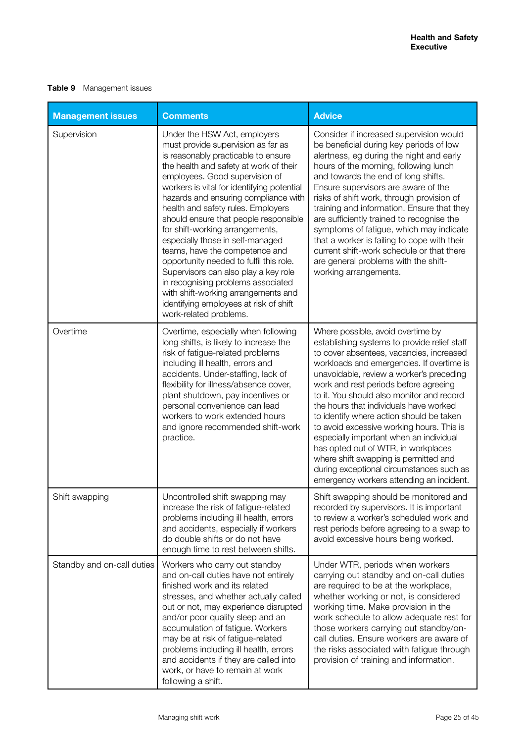**Table 9** Management issues

| Management issues | Comments | Advice |
|---|---|---|
| Supervision | Under the HSW Act, employers must provide supervision as far as is reasonably practicable to ensure the health and safety at work of their employees. Good supervision of workers is vital for identifying potential hazards and ensuring compliance with health and safety rules. Employers should ensure that people responsible for shift-working arrangements, especially those in self-managed teams, have the competence and opportunity needed to fulfil this role. Supervisors can also play a key role in recognising problems associated with shift-working arrangements and identifying employees at risk of shift work-related problems. | Consider if increased supervision would be beneficial during key periods of low alertness, eg during the night and early hours of the morning, following lunch and towards the end of long shifts. Ensure supervisors are aware of the risks of shift work, through provision of training and information. Ensure that they are sufficiently trained to recognise the symptoms of fatigue, which may indicate that a worker is failing to cope with their current shift-work schedule or that there are general problems with the shift-working arrangements. |
| Overtime | Overtime, especially when following long shifts, is likely to increase the risk of fatigue-related problems including ill health, errors and accidents. Under-staffing, lack of flexibility for illness/absence cover, plant shutdown, pay incentives or personal convenience can lead workers to work extended hours and ignore recommended shift-work practice. | Where possible, avoid overtime by establishing systems to provide relief staff to cover absentees, vacancies, increased workloads and emergencies. If overtime is unavoidable, review a worker's preceding work and rest periods before agreeing to it. You should also monitor and record the hours that individuals have worked to identify where action should be taken to avoid excessive working hours. This is especially important when an individual has opted out of WTR, in workplaces where shift swapping is permitted and during exceptional circumstances such as emergency workers attending an incident. |
| Shift swapping | Uncontrolled shift swapping may increase the risk of fatigue-related problems including ill health, errors and accidents, especially if workers do double shifts or do not have enough time to rest between shifts. | Shift swapping should be monitored and recorded by supervisors. It is important to review a worker's scheduled work and rest periods before agreeing to a swap to avoid excessive hours being worked. |
| Standby and on-call duties | Workers who carry out standby and on-call duties have not entirely finished work and its related stresses, and whether actually called out or not, may experience disrupted and/or poor quality sleep and an accumulation of fatigue. Workers may be at risk of fatigue-related problems including ill health, errors and accidents if they are called into work, or have to remain at work following a shift. | Under WTR, periods when workers carrying out standby and on-call duties are required to be at the workplace, whether working or not, is considered working time. Make provision in the work schedule to allow adequate rest for those workers carrying out standby/on-call duties. Ensure workers are aware of the risks associated with fatigue through provision of training and information. |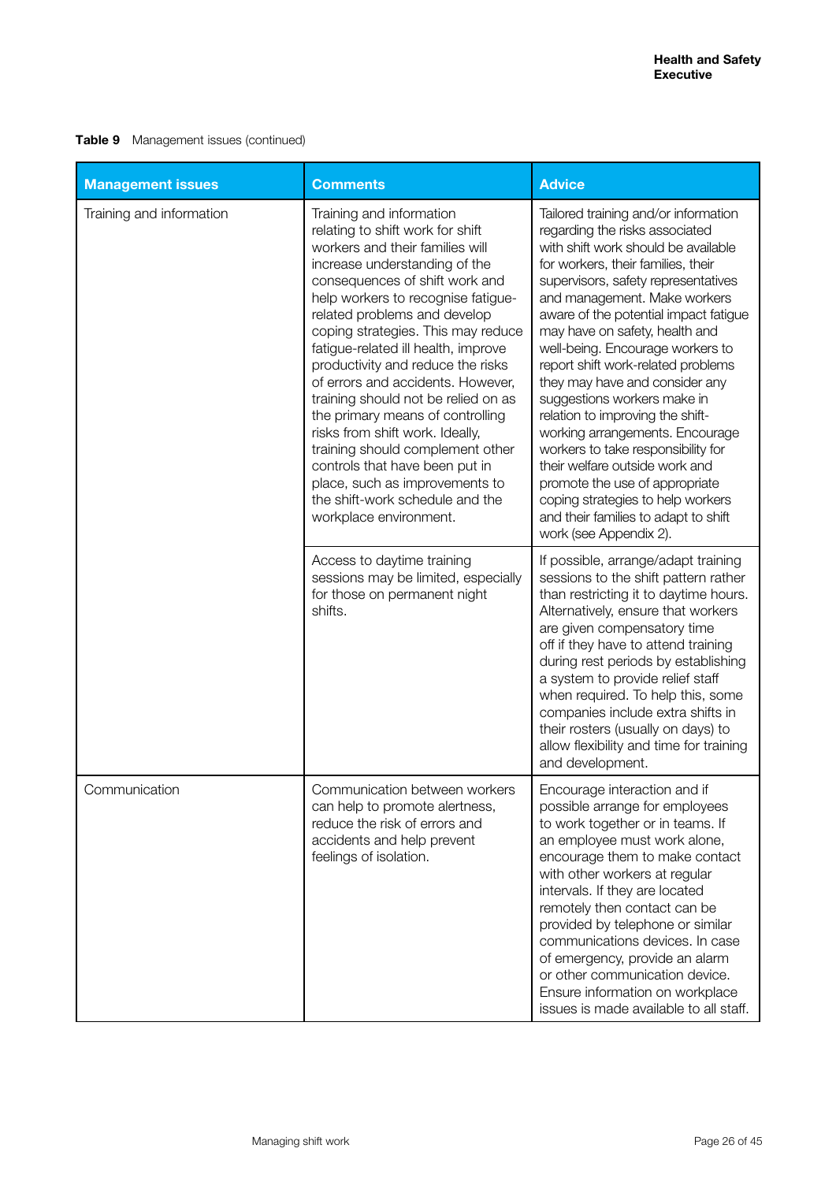**Table 9** Management issues (continued)

| Management issues | Comments | Advice |
|---|---|---|
| Training and information | Training and information relating to shift work for shift workers and their families will increase understanding of the consequences of shift work and help workers to recognise fatigue-related problems and develop coping strategies. This may reduce fatigue-related ill health, improve productivity and reduce the risks of errors and accidents. However, training should not be relied on as the primary means of controlling risks from shift work. Ideally, training should complement other controls that have been put in place, such as improvements to the shift-work schedule and the workplace environment. | Tailored training and/or information regarding the risks associated with shift work should be available for workers, their families, their supervisors, safety representatives and management. Make workers aware of the potential impact fatigue may have on safety, health and well-being. Encourage workers to report shift work-related problems they may have and consider any suggestions workers make in relation to improving the shift-working arrangements. Encourage workers to take responsibility for their welfare outside work and promote the use of appropriate coping strategies to help workers and their families to adapt to shift work (see Appendix 2). |
| | Access to daytime training sessions may be limited, especially for those on permanent night shifts. | If possible, arrange/adapt training sessions to the shift pattern rather than restricting it to daytime hours. Alternatively, ensure that workers are given compensatory time off if they have to attend training during rest periods by establishing a system to provide relief staff when required. To help this, some companies include extra shifts in their rosters (usually on days) to allow flexibility and time for training and development. |
| Communication | Communication between workers can help to promote alertness, reduce the risk of errors and accidents and help prevent feelings of isolation. | Encourage interaction and if possible arrange for employees to work together or in teams. If an employee must work alone, encourage them to make contact with other workers at regular intervals. If they are located remotely then contact can be provided by telephone or similar communications devices. In case of emergency, provide an alarm or other communication device. Ensure information on workplace issues is made available to all staff. |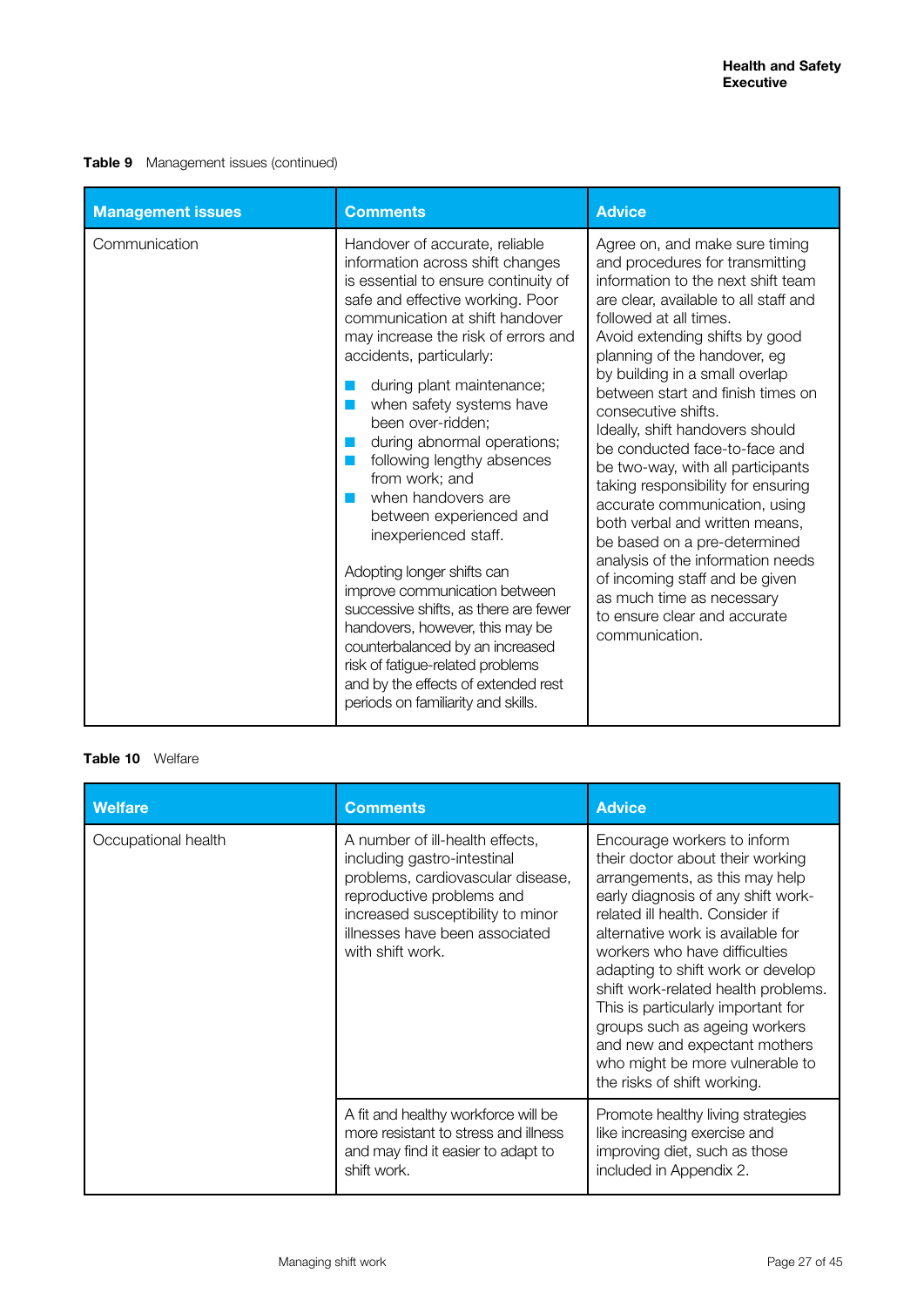**Table 9** Management issues (continued)

| Management issues | Comments | Advice |
|---|---|---|
| Communication | Handover of accurate, reliable information across shift changes is essential to ensure continuity of safe and effective working. Poor communication at shift handover may increase the risk of errors and accidents, particularly:<br>■ during plant maintenance;<br>■ when safety systems have been over-ridden;<br>■ during abnormal operations;<br>■ following lengthy absences from work; and<br>■ when handovers are between experienced and inexperienced staff.<br><br>Adopting longer shifts can improve communication between successive shifts, as there are fewer handovers, however, this may be counterbalanced by an increased risk of fatigue-related problems and by the effects of extended rest periods on familiarity and skills. | Agree on, and make sure timing and procedures for transmitting information to the next shift team are clear, available to all staff and followed at all times.<br>Avoid extending shifts by good planning of the handover, eg by building in a small overlap between start and finish times on consecutive shifts.<br>Ideally, shift handovers should be conducted face-to-face and be two-way, with all participants taking responsibility for ensuring accurate communication, using both verbal and written means, be based on a pre-determined analysis of the information needs of incoming staff and be given as much time as necessary to ensure clear and accurate communication. |

**Table 10** Welfare

| Welfare | Comments | Advice |
|---|---|---|
| Occupational health | A number of ill-health effects, including gastro-intestinal problems, cardiovascular disease, reproductive problems and increased susceptibility to minor illnesses have been associated with shift work. | Encourage workers to inform their doctor about their working arrangements, as this may help early diagnosis of any shift work-related ill health. Consider if alternative work is available for workers who have difficulties adapting to shift work or develop shift work-related health problems. This is particularly important for groups such as ageing workers and new and expectant mothers who might be more vulnerable to the risks of shift working. |
| | A fit and healthy workforce will be more resistant to stress and illness and may find it easier to adapt to shift work. | Promote healthy living strategies like increasing exercise and improving diet, such as those included in Appendix 2. |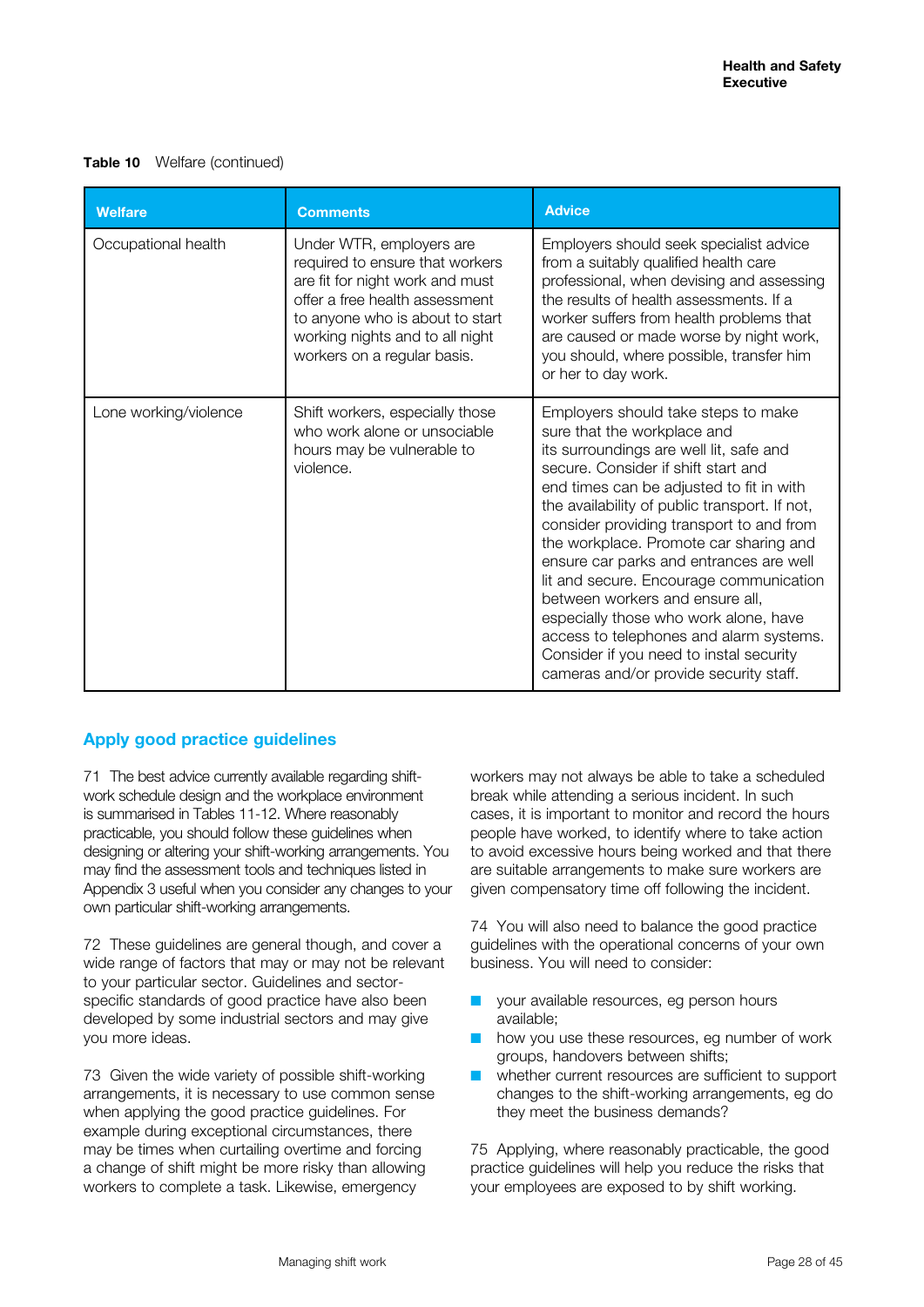**Table 10** Welfare (continued)

| Welfare | Comments | Advice |
|---|---|---|
| Occupational health | Under WTR, employers are required to ensure that workers are fit for night work and must offer a free health assessment to anyone who is about to start working nights and to all night workers on a regular basis. | Employers should seek specialist advice from a suitably qualified health care professional, when devising and assessing the results of health assessments. If a worker suffers from health problems that are caused or made worse by night work, you should, where possible, transfer him or her to day work. |
| Lone working/violence | Shift workers, especially those who work alone or unsociable hours may be vulnerable to violence. | Employers should take steps to make sure that the workplace and its surroundings are well lit, safe and secure. Consider if shift start and end times can be adjusted to fit in with the availability of public transport. If not, consider providing transport to and from the workplace. Promote car sharing and ensure car parks and entrances are well lit and secure. Encourage communication between workers and ensure all, especially those who work alone, have access to telephones and alarm systems. Consider if you need to instal security cameras and/or provide security staff. |

## Apply good practice guidelines

71 The best advice currently available regarding shift-work schedule design and the workplace environment is summarised in Tables 11-12. Where reasonably practicable, you should follow these guidelines when designing or altering your shift-working arrangements. You may find the assessment tools and techniques listed in Appendix 3 useful when you consider any changes to your own particular shift-working arrangements.

72 These guidelines are general though, and cover a wide range of factors that may or may not be relevant to your particular sector. Guidelines and sector-specific standards of good practice have also been developed by some industrial sectors and may give you more ideas.

73 Given the wide variety of possible shift-working arrangements, it is necessary to use common sense when applying the good practice guidelines. For example during exceptional circumstances, there may be times when curtailing overtime and forcing a change of shift might be more risky than allowing workers to complete a task. Likewise, emergency workers may not always be able to take a scheduled break while attending a serious incident. In such cases, it is important to monitor and record the hours people have worked, to identify where to take action to avoid excessive hours being worked and that there are suitable arrangements to make sure workers are given compensatory time off following the incident.

74 You will also need to balance the good practice guidelines with the operational concerns of your own business. You will need to consider:

- your available resources, eg person hours available;
- how you use these resources, eg number of work groups, handovers between shifts;
- whether current resources are sufficient to support changes to the shift-working arrangements, eg do they meet the business demands?

75 Applying, where reasonably practicable, the good practice guidelines will help you reduce the risks that your employees are exposed to by shift working.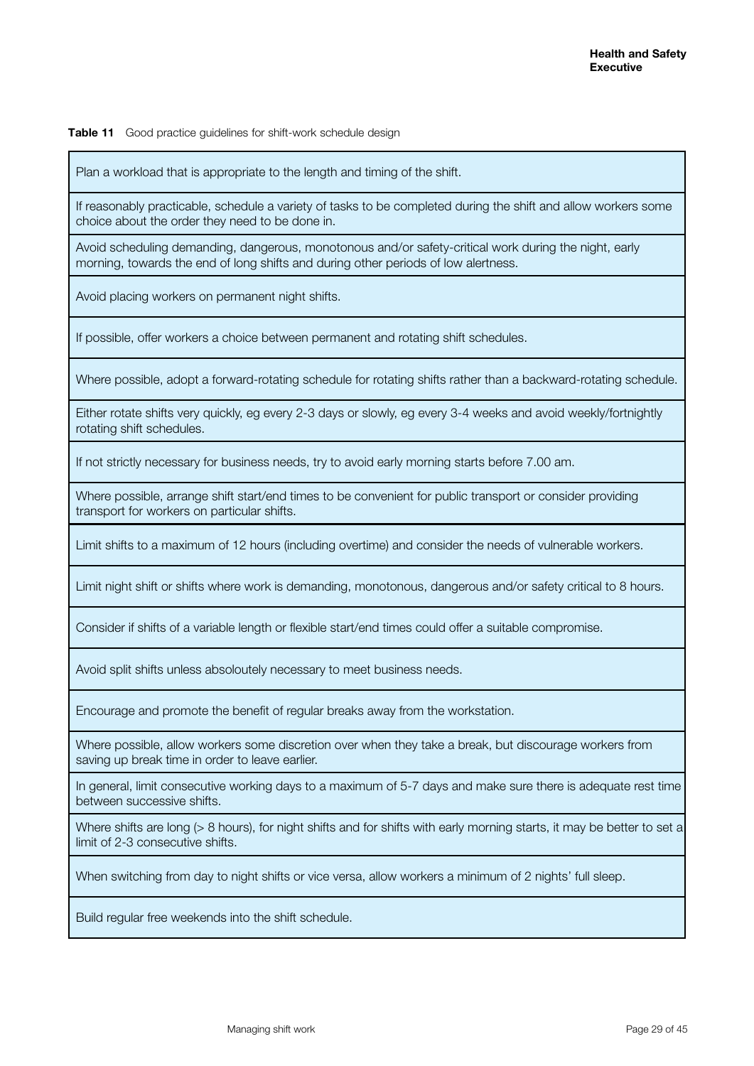**Table 11** Good practice guidelines for shift-work schedule design

| Good practice guidelines for shift-work schedule design |
| --- |
| Plan a workload that is appropriate to the length and timing of the shift. |
| If reasonably practicable, schedule a variety of tasks to be completed during the shift and allow workers some choice about the order they need to be done in. |
| Avoid scheduling demanding, dangerous, monotonous and/or safety-critical work during the night, early morning, towards the end of long shifts and during other periods of low alertness. |
| Avoid placing workers on permanent night shifts. |
| If possible, offer workers a choice between permanent and rotating shift schedules. |
| Where possible, adopt a forward-rotating schedule for rotating shifts rather than a backward-rotating schedule. |
| Either rotate shifts very quickly, eg every 2-3 days or slowly, eg every 3-4 weeks and avoid weekly/fortnightly rotating shift schedules. |
| If not strictly necessary for business needs, try to avoid early morning starts before 7.00 am. |
| Where possible, arrange shift start/end times to be convenient for public transport or consider providing transport for workers on particular shifts. |
| Limit shifts to a maximum of 12 hours (including overtime) and consider the needs of vulnerable workers. |
| Limit night shift or shifts where work is demanding, monotonous, dangerous and/or safety critical to 8 hours. |
| Consider if shifts of a variable length or flexible start/end times could offer a suitable compromise. |
| Avoid split shifts unless absoloutely necessary to meet business needs. |
| Encourage and promote the benefit of regular breaks away from the workstation. |
| Where possible, allow workers some discretion over when they take a break, but discourage workers from saving up break time in order to leave earlier. |
| In general, limit consecutive working days to a maximum of 5-7 days and make sure there is adequate rest time between successive shifts. |
| Where shifts are long (> 8 hours), for night shifts and for shifts with early morning starts, it may be better to set a limit of 2-3 consecutive shifts. |
| When switching from day to night shifts or vice versa, allow workers a minimum of 2 nights' full sleep. |
| Build regular free weekends into the shift schedule. |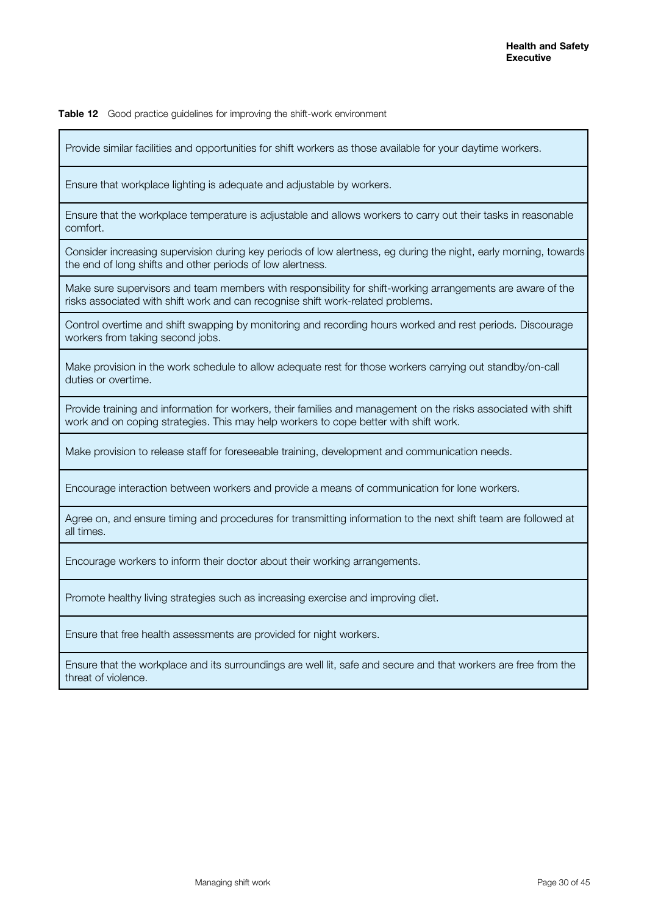**Table 12** Good practice guidelines for improving the shift-work environment

| |
|---|
| Provide similar facilities and opportunities for shift workers as those available for your daytime workers. |
| Ensure that workplace lighting is adequate and adjustable by workers. |
| Ensure that the workplace temperature is adjustable and allows workers to carry out their tasks in reasonable comfort. |
| Consider increasing supervision during key periods of low alertness, eg during the night, early morning, towards the end of long shifts and other periods of low alertness. |
| Make sure supervisors and team members with responsibility for shift-working arrangements are aware of the risks associated with shift work and can recognise shift work-related problems. |
| Control overtime and shift swapping by monitoring and recording hours worked and rest periods. Discourage workers from taking second jobs. |
| Make provision in the work schedule to allow adequate rest for those workers carrying out standby/on-call duties or overtime. |
| Provide training and information for workers, their families and management on the risks associated with shift work and on coping strategies. This may help workers to cope better with shift work. |
| Make provision to release staff for foreseeable training, development and communication needs. |
| Encourage interaction between workers and provide a means of communication for lone workers. |
| Agree on, and ensure timing and procedures for transmitting information to the next shift team are followed at all times. |
| Encourage workers to inform their doctor about their working arrangements. |
| Promote healthy living strategies such as increasing exercise and improving diet. |
| Ensure that free health assessments are provided for night workers. |
| Ensure that the workplace and its surroundings are well lit, safe and secure and that workers are free from the threat of violence. |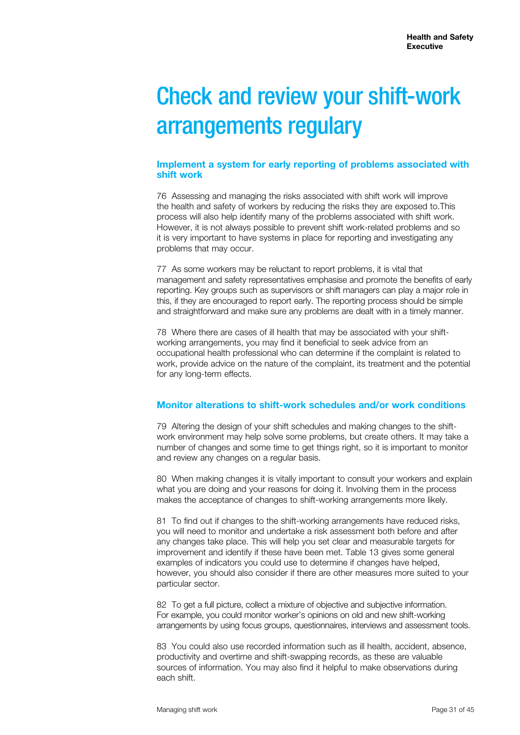# Check and review your shift-work arrangements regulary

## Implement a system for early reporting of problems associated with shift work

76 Assessing and managing the risks associated with shift work will improve the health and safety of workers by reducing the risks they are exposed to.This process will also help identify many of the problems associated with shift work. However, it is not always possible to prevent shift work-related problems and so it is very important to have systems in place for reporting and investigating any problems that may occur.

77 As some workers may be reluctant to report problems, it is vital that management and safety representatives emphasise and promote the benefits of early reporting. Key groups such as supervisors or shift managers can play a major role in this, if they are encouraged to report early. The reporting process should be simple and straightforward and make sure any problems are dealt with in a timely manner.

78 Where there are cases of ill health that may be associated with your shift-working arrangements, you may find it beneficial to seek advice from an occupational health professional who can determine if the complaint is related to work, provide advice on the nature of the complaint, its treatment and the potential for any long-term effects.

## Monitor alterations to shift-work schedules and/or work conditions

79 Altering the design of your shift schedules and making changes to the shift-work environment may help solve some problems, but create others. It may take a number of changes and some time to get things right, so it is important to monitor and review any changes on a regular basis.

80 When making changes it is vitally important to consult your workers and explain what you are doing and your reasons for doing it. Involving them in the process makes the acceptance of changes to shift-working arrangements more likely.

81 To find out if changes to the shift-working arrangements have reduced risks, you will need to monitor and undertake a risk assessment both before and after any changes take place. This will help you set clear and measurable targets for improvement and identify if these have been met. Table 13 gives some general examples of indicators you could use to determine if changes have helped, however, you should also consider if there are other measures more suited to your particular sector.

82 To get a full picture, collect a mixture of objective and subjective information. For example, you could monitor worker's opinions on old and new shift-working arrangements by using focus groups, questionnaires, interviews and assessment tools.

83 You could also use recorded information such as ill health, accident, absence, productivity and overtime and shift-swapping records, as these are valuable sources of information. You may also find it helpful to make observations during each shift.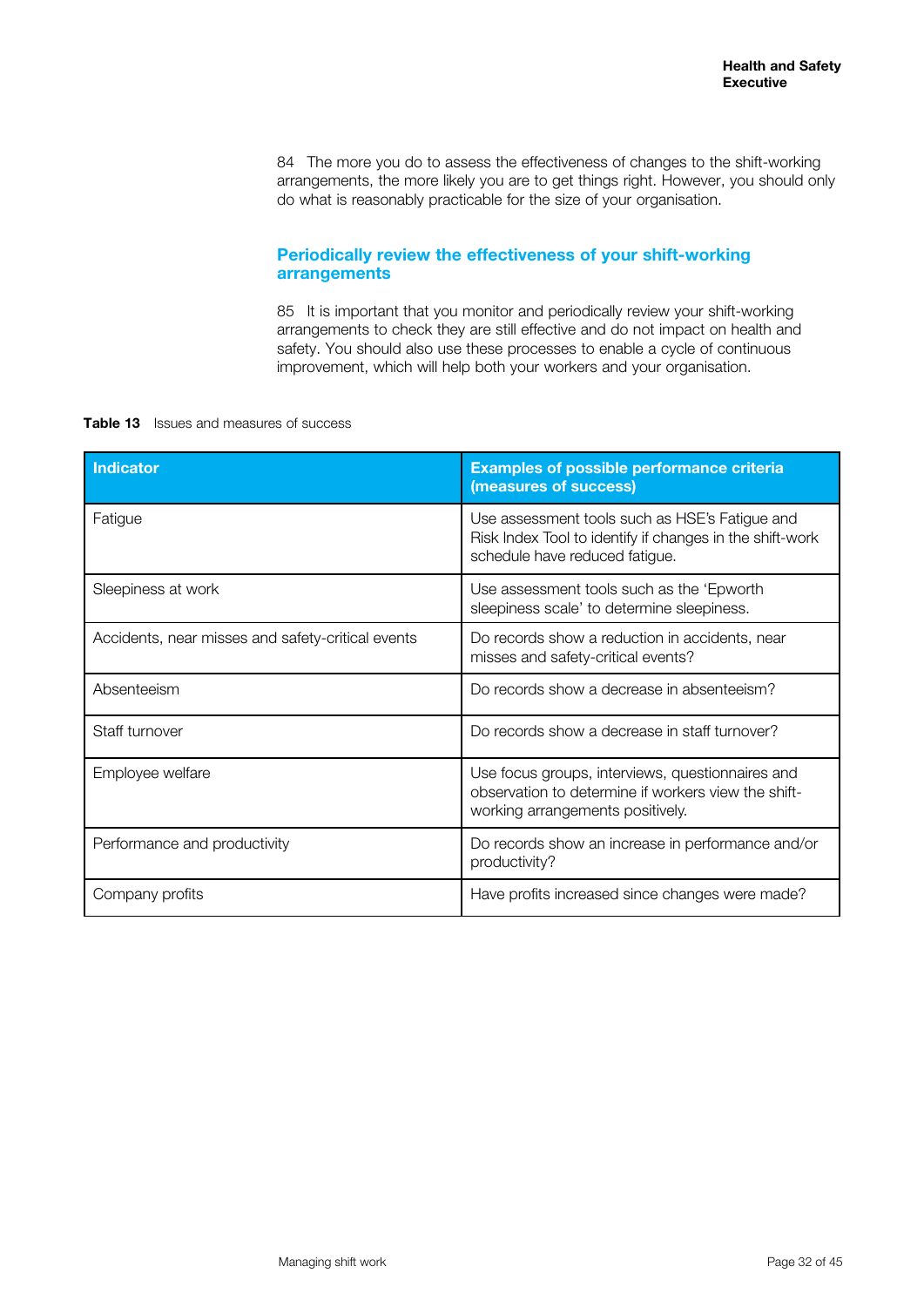84 The more you do to assess the effectiveness of changes to the shift-working arrangements, the more likely you are to get things right. However, you should only do what is reasonably practicable for the size of your organisation.

## Periodically review the effectiveness of your shift-working arrangements

85 It is important that you monitor and periodically review your shift-working arrangements to check they are still effective and do not impact on health and safety. You should also use these processes to enable a cycle of continuous improvement, which will help both your workers and your organisation.

**Table 13** Issues and measures of success

| Indicator | Examples of possible performance criteria (measures of success) |
|---|---|
| Fatigue | Use assessment tools such as HSE's Fatigue and Risk Index Tool to identify if changes in the shift-work schedule have reduced fatigue. |
| Sleepiness at work | Use assessment tools such as the 'Epworth sleepiness scale' to determine sleepiness. |
| Accidents, near misses and safety-critical events | Do records show a reduction in accidents, near misses and safety-critical events? |
| Absenteeism | Do records show a decrease in absenteeism? |
| Staff turnover | Do records show a decrease in staff turnover? |
| Employee welfare | Use focus groups, interviews, questionnaires and observation to determine if workers view the shift-working arrangements positively. |
| Performance and productivity | Do records show an increase in performance and/or productivity? |
| Company profits | Have profits increased since changes were made? |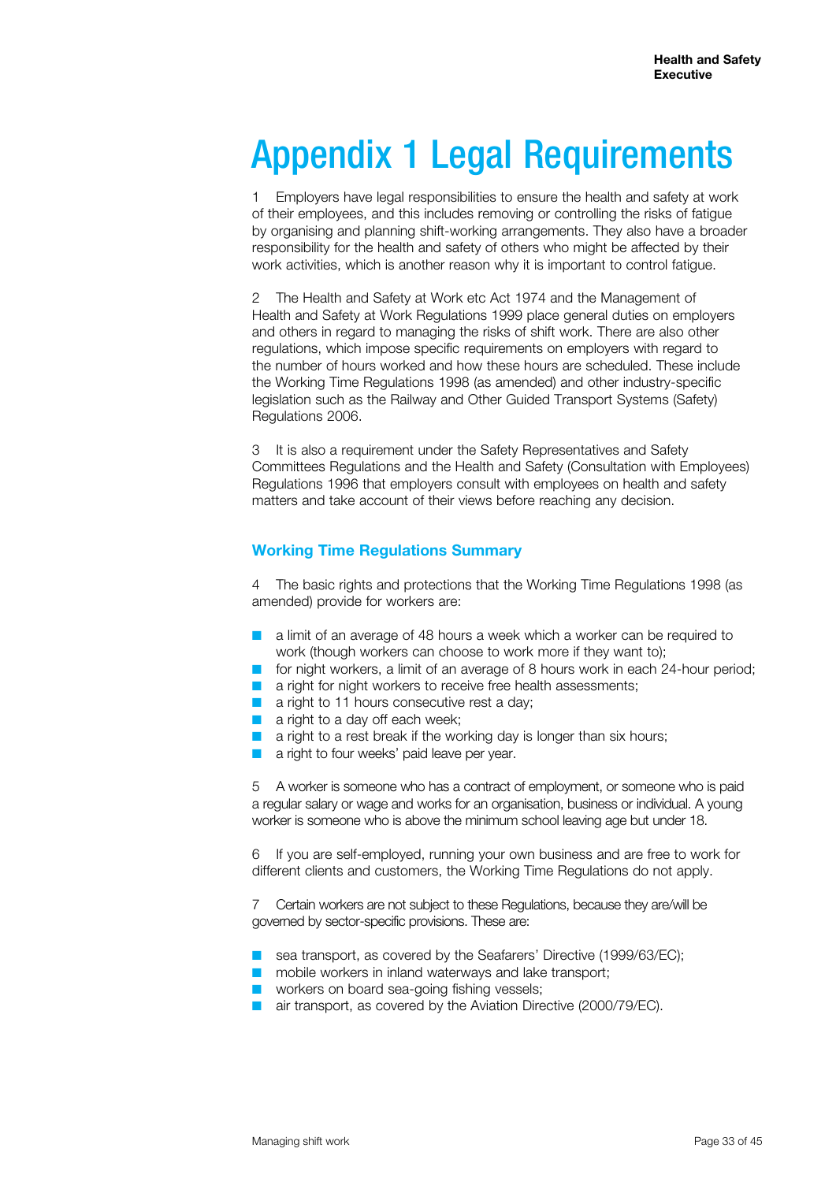# Appendix 1 Legal Requirements

1 Employers have legal responsibilities to ensure the health and safety at work of their employees, and this includes removing or controlling the risks of fatigue by organising and planning shift-working arrangements. They also have a broader responsibility for the health and safety of others who might be affected by their work activities, which is another reason why it is important to control fatigue.

2 The Health and Safety at Work etc Act 1974 and the Management of Health and Safety at Work Regulations 1999 place general duties on employers and others in regard to managing the risks of shift work. There are also other regulations, which impose specific requirements on employers with regard to the number of hours worked and how these hours are scheduled. These include the Working Time Regulations 1998 (as amended) and other industry-specific legislation such as the Railway and Other Guided Transport Systems (Safety) Regulations 2006.

3 It is also a requirement under the Safety Representatives and Safety Committees Regulations and the Health and Safety (Consultation with Employees) Regulations 1996 that employers consult with employees on health and safety matters and take account of their views before reaching any decision.

## Working Time Regulations Summary

4 The basic rights and protections that the Working Time Regulations 1998 (as amended) provide for workers are:

- a limit of an average of 48 hours a week which a worker can be required to work (though workers can choose to work more if they want to);
- for night workers, a limit of an average of 8 hours work in each 24-hour period;
- a right for night workers to receive free health assessments;
- a right to 11 hours consecutive rest a day;
- a right to a day off each week;
- a right to a rest break if the working day is longer than six hours;
- a right to four weeks' paid leave per year.

5 A worker is someone who has a contract of employment, or someone who is paid a regular salary or wage and works for an organisation, business or individual. A young worker is someone who is above the minimum school leaving age but under 18.

6 If you are self-employed, running your own business and are free to work for different clients and customers, the Working Time Regulations do not apply.

7 Certain workers are not subject to these Regulations, because they are/will be governed by sector-specific provisions. These are:

- sea transport, as covered by the Seafarers' Directive (1999/63/EC);
- mobile workers in inland waterways and lake transport;
- workers on board sea-going fishing vessels;
- air transport, as covered by the Aviation Directive (2000/79/EC).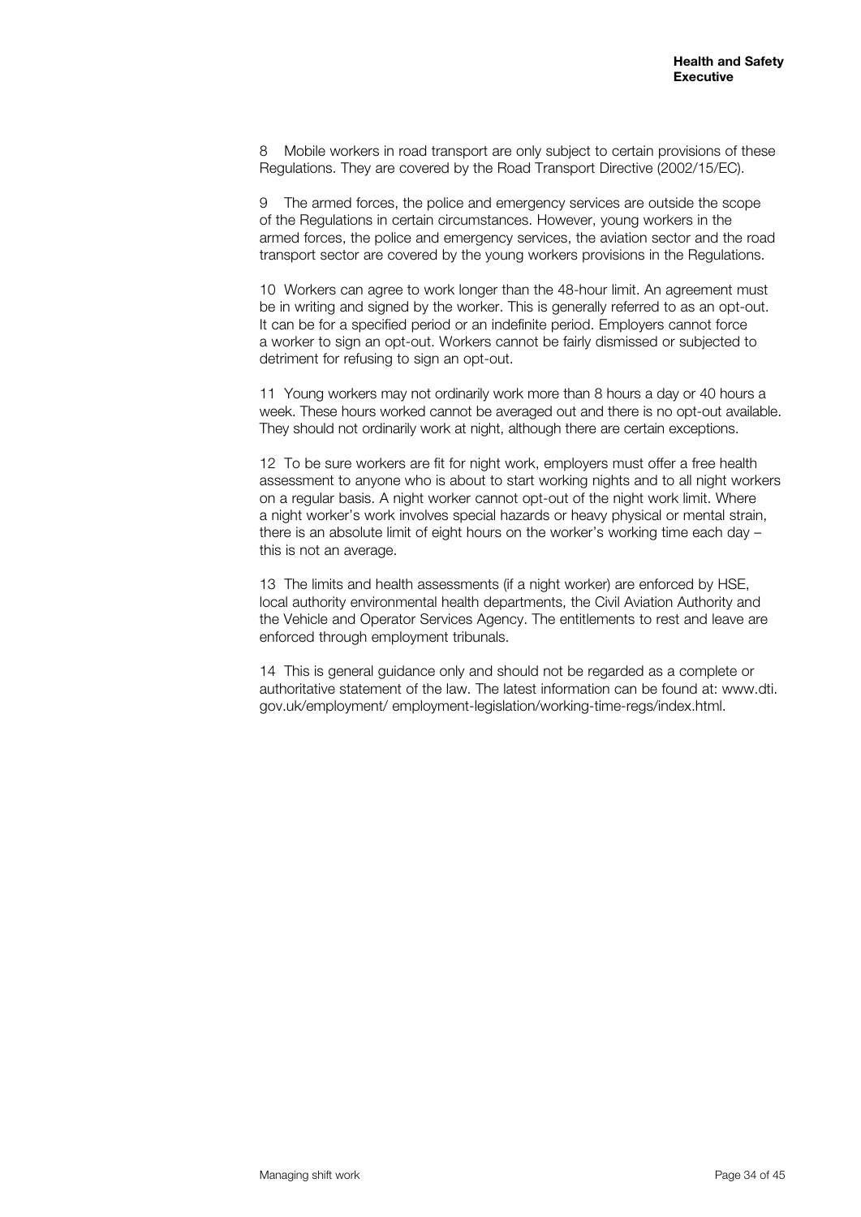8 Mobile workers in road transport are only subject to certain provisions of these Regulations. They are covered by the Road Transport Directive (2002/15/EC).

9 The armed forces, the police and emergency services are outside the scope of the Regulations in certain circumstances. However, young workers in the armed forces, the police and emergency services, the aviation sector and the road transport sector are covered by the young workers provisions in the Regulations.

10 Workers can agree to work longer than the 48-hour limit. An agreement must be in writing and signed by the worker. This is generally referred to as an opt-out. It can be for a specified period or an indefinite period. Employers cannot force a worker to sign an opt-out. Workers cannot be fairly dismissed or subjected to detriment for refusing to sign an opt-out.

11 Young workers may not ordinarily work more than 8 hours a day or 40 hours a week. These hours worked cannot be averaged out and there is no opt-out available. They should not ordinarily work at night, although there are certain exceptions.

12 To be sure workers are fit for night work, employers must offer a free health assessment to anyone who is about to start working nights and to all night workers on a regular basis. A night worker cannot opt-out of the night work limit. Where a night worker's work involves special hazards or heavy physical or mental strain, there is an absolute limit of eight hours on the worker's working time each day – this is not an average.

13 The limits and health assessments (if a night worker) are enforced by HSE, local authority environmental health departments, the Civil Aviation Authority and the Vehicle and Operator Services Agency. The entitlements to rest and leave are enforced through employment tribunals.

14 This is general guidance only and should not be regarded as a complete or authoritative statement of the law. The latest information can be found at: www.dti.gov.uk/employment/ employment-legislation/working-time-regs/index.html.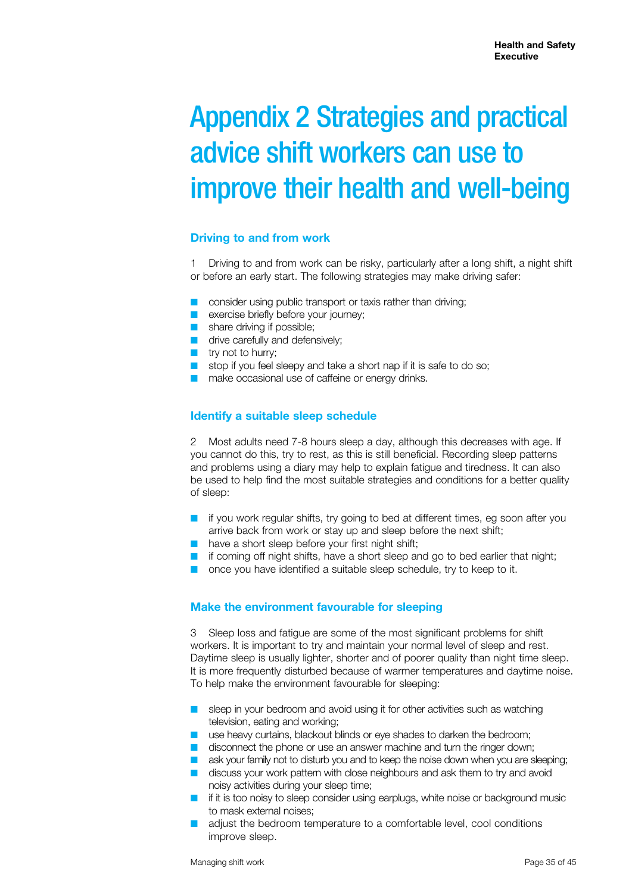# Appendix 2 Strategies and practical advice shift workers can use to improve their health and well-being

## Driving to and from work

1 Driving to and from work can be risky, particularly after a long shift, a night shift or before an early start. The following strategies may make driving safer:

- consider using public transport or taxis rather than driving;
- exercise briefly before your journey;
- share driving if possible;
- drive carefully and defensively;
- try not to hurry;
- stop if you feel sleepy and take a short nap if it is safe to do so;
- make occasional use of caffeine or energy drinks.

## Identify a suitable sleep schedule

2 Most adults need 7-8 hours sleep a day, although this decreases with age. If you cannot do this, try to rest, as this is still beneficial. Recording sleep patterns and problems using a diary may help to explain fatigue and tiredness. It can also be used to help find the most suitable strategies and conditions for a better quality of sleep:

- if you work regular shifts, try going to bed at different times, eg soon after you arrive back from work or stay up and sleep before the next shift;
- have a short sleep before your first night shift;
- if coming off night shifts, have a short sleep and go to bed earlier that night;
- once you have identified a suitable sleep schedule, try to keep to it.

## Make the environment favourable for sleeping

3 Sleep loss and fatigue are some of the most significant problems for shift workers. It is important to try and maintain your normal level of sleep and rest. Daytime sleep is usually lighter, shorter and of poorer quality than night time sleep. It is more frequently disturbed because of warmer temperatures and daytime noise. To help make the environment favourable for sleeping:

- sleep in your bedroom and avoid using it for other activities such as watching television, eating and working;
- use heavy curtains, blackout blinds or eye shades to darken the bedroom;
- disconnect the phone or use an answer machine and turn the ringer down;
- ask your family not to disturb you and to keep the noise down when you are sleeping;
- discuss your work pattern with close neighbours and ask them to try and avoid noisy activities during your sleep time;
- if it is too noisy to sleep consider using earplugs, white noise or background music to mask external noises;
- adjust the bedroom temperature to a comfortable level, cool conditions improve sleep.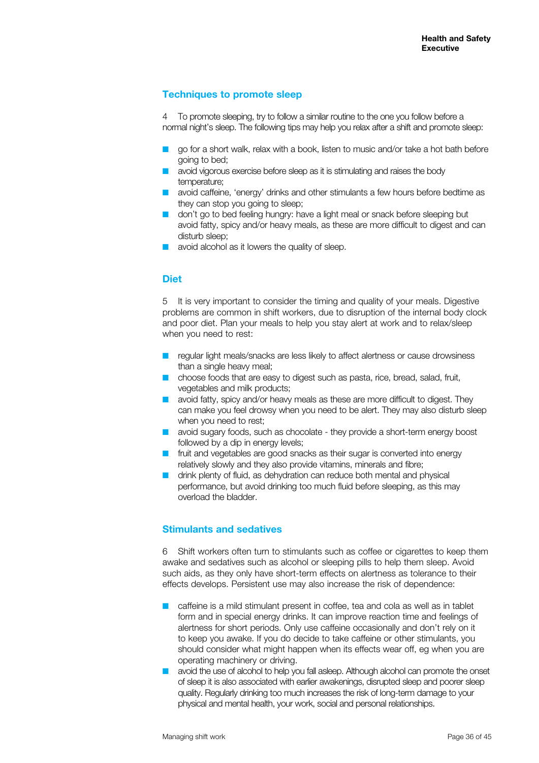## Techniques to promote sleep

4 To promote sleeping, try to follow a similar routine to the one you follow before a normal night's sleep. The following tips may help you relax after a shift and promote sleep:

- go for a short walk, relax with a book, listen to music and/or take a hot bath before going to bed;
- avoid vigorous exercise before sleep as it is stimulating and raises the body temperature;
- avoid caffeine, 'energy' drinks and other stimulants a few hours before bedtime as they can stop you going to sleep;
- don't go to bed feeling hungry: have a light meal or snack before sleeping but avoid fatty, spicy and/or heavy meals, as these are more difficult to digest and can disturb sleep;
- avoid alcohol as it lowers the quality of sleep.

## Diet

5 It is very important to consider the timing and quality of your meals. Digestive problems are common in shift workers, due to disruption of the internal body clock and poor diet. Plan your meals to help you stay alert at work and to relax/sleep when you need to rest:

- regular light meals/snacks are less likely to affect alertness or cause drowsiness than a single heavy meal;
- choose foods that are easy to digest such as pasta, rice, bread, salad, fruit, vegetables and milk products;
- avoid fatty, spicy and/or heavy meals as these are more difficult to digest. They can make you feel drowsy when you need to be alert. They may also disturb sleep when you need to rest;
- avoid sugary foods, such as chocolate - they provide a short-term energy boost followed by a dip in energy levels;
- fruit and vegetables are good snacks as their sugar is converted into energy relatively slowly and they also provide vitamins, minerals and fibre;
- drink plenty of fluid, as dehydration can reduce both mental and physical performance, but avoid drinking too much fluid before sleeping, as this may overload the bladder.

## Stimulants and sedatives

6 Shift workers often turn to stimulants such as coffee or cigarettes to keep them awake and sedatives such as alcohol or sleeping pills to help them sleep. Avoid such aids, as they only have short-term effects on alertness as tolerance to their effects develops. Persistent use may also increase the risk of dependence:

- caffeine is a mild stimulant present in coffee, tea and cola as well as in tablet form and in special energy drinks. It can improve reaction time and feelings of alertness for short periods. Only use caffeine occasionally and don't rely on it to keep you awake. If you do decide to take caffeine or other stimulants, you should consider what might happen when its effects wear off, eg when you are operating machinery or driving.
- avoid the use of alcohol to help you fall asleep. Although alcohol can promote the onset of sleep it is also associated with earlier awakenings, disrupted sleep and poorer sleep quality. Regularly drinking too much increases the risk of long-term damage to your physical and mental health, your work, social and personal relationships.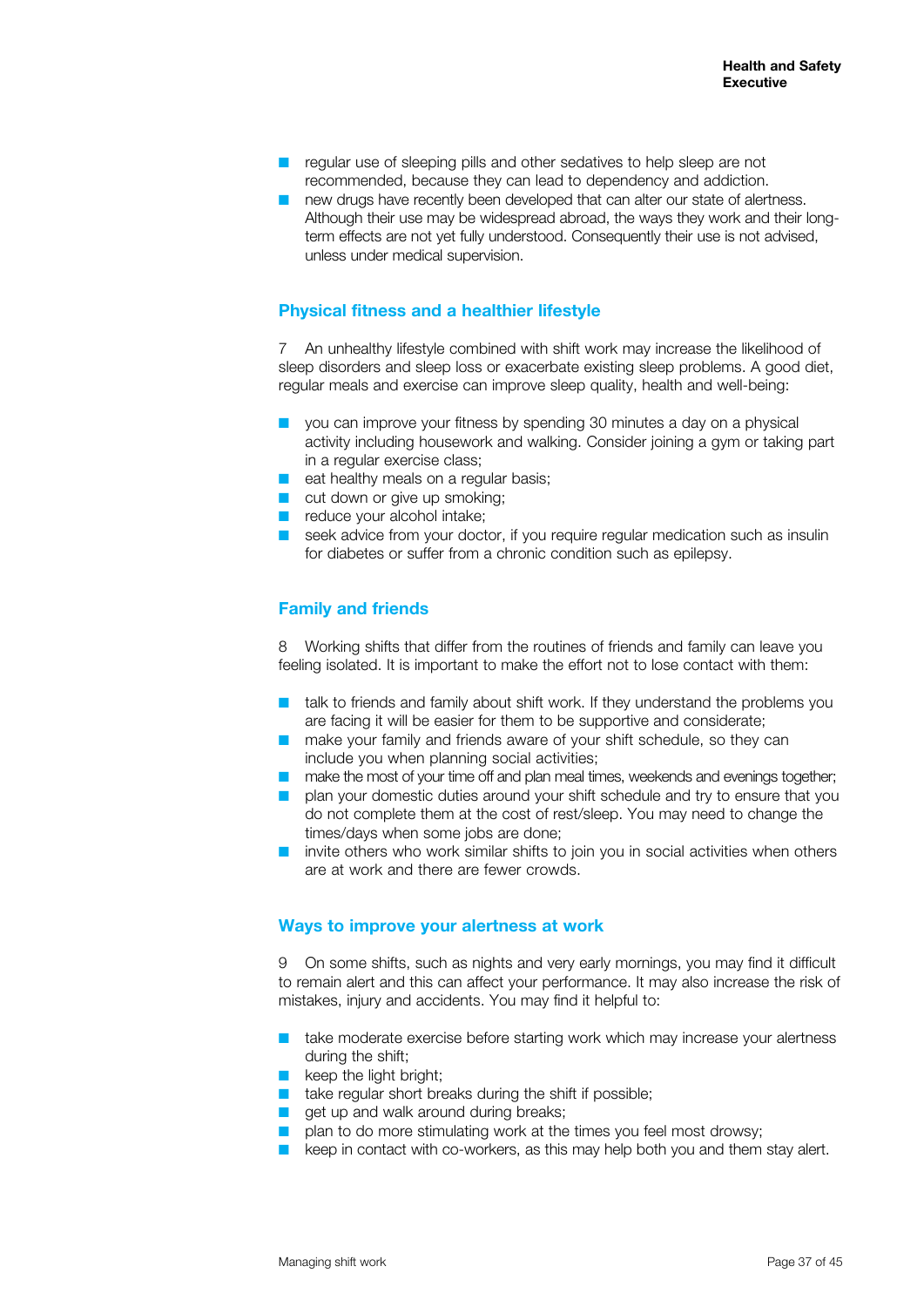- regular use of sleeping pills and other sedatives to help sleep are not recommended, because they can lead to dependency and addiction.
- new drugs have recently been developed that can alter our state of alertness. Although their use may be widespread abroad, the ways they work and their long-term effects are not yet fully understood. Consequently their use is not advised, unless under medical supervision.

## Physical fitness and a healthier lifestyle

7 An unhealthy lifestyle combined with shift work may increase the likelihood of sleep disorders and sleep loss or exacerbate existing sleep problems. A good diet, regular meals and exercise can improve sleep quality, health and well-being:

- you can improve your fitness by spending 30 minutes a day on a physical activity including housework and walking. Consider joining a gym or taking part in a regular exercise class;
- eat healthy meals on a regular basis;
- cut down or give up smoking;
- reduce your alcohol intake;
- seek advice from your doctor, if you require regular medication such as insulin for diabetes or suffer from a chronic condition such as epilepsy.

## Family and friends

8 Working shifts that differ from the routines of friends and family can leave you feeling isolated. It is important to make the effort not to lose contact with them:

- talk to friends and family about shift work. If they understand the problems you are facing it will be easier for them to be supportive and considerate;
- make your family and friends aware of your shift schedule, so they can include you when planning social activities;
- make the most of your time off and plan meal times, weekends and evenings together;
- plan your domestic duties around your shift schedule and try to ensure that you do not complete them at the cost of rest/sleep. You may need to change the times/days when some jobs are done;
- invite others who work similar shifts to join you in social activities when others are at work and there are fewer crowds.

## Ways to improve your alertness at work

9 On some shifts, such as nights and very early mornings, you may find it difficult to remain alert and this can affect your performance. It may also increase the risk of mistakes, injury and accidents. You may find it helpful to:

- take moderate exercise before starting work which may increase your alertness during the shift;
- keep the light bright;
- take regular short breaks during the shift if possible;
- get up and walk around during breaks;
- plan to do more stimulating work at the times you feel most drowsy;
- keep in contact with co-workers, as this may help both you and them stay alert.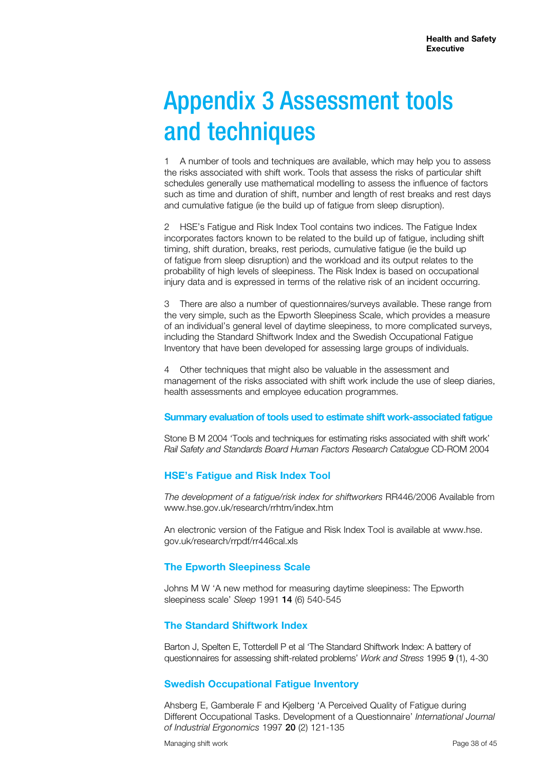# Appendix 3 Assessment tools and techniques

1 A number of tools and techniques are available, which may help you to assess the risks associated with shift work. Tools that assess the risks of particular shift schedules generally use mathematical modelling to assess the influence of factors such as time and duration of shift, number and length of rest breaks and rest days and cumulative fatigue (ie the build up of fatigue from sleep disruption).

2 HSE's Fatigue and Risk Index Tool contains two indices. The Fatigue Index incorporates factors known to be related to the build up of fatigue, including shift timing, shift duration, breaks, rest periods, cumulative fatigue (ie the build up of fatigue from sleep disruption) and the workload and its output relates to the probability of high levels of sleepiness. The Risk Index is based on occupational injury data and is expressed in terms of the relative risk of an incident occurring.

3 There are also a number of questionnaires/surveys available. These range from the very simple, such as the Epworth Sleepiness Scale, which provides a measure of an individual's general level of daytime sleepiness, to more complicated surveys, including the Standard Shiftwork Index and the Swedish Occupational Fatigue Inventory that have been developed for assessing large groups of individuals.

4 Other techniques that might also be valuable in the assessment and management of the risks associated with shift work include the use of sleep diaries, health assessments and employee education programmes.

### Summary evaluation of tools used to estimate shift work-associated fatigue

Stone B M 2004 'Tools and techniques for estimating risks associated with shift work' *Rail Safety and Standards Board Human Factors Research Catalogue* CD-ROM 2004

### HSE's Fatigue and Risk Index Tool

*The development of a fatigue/risk index for shiftworkers* RR446/2006 Available from www.hse.gov.uk/research/rrhtm/index.htm

An electronic version of the Fatigue and Risk Index Tool is available at www.hse.gov.uk/research/rrpdf/rr446cal.xls

### The Epworth Sleepiness Scale

Johns M W 'A new method for measuring daytime sleepiness: The Epworth sleepiness scale' *Sleep* 1991 **14** (6) 540-545

### The Standard Shiftwork Index

Barton J, Spelten E, Totterdell P et al 'The Standard Shiftwork Index: A battery of questionnaires for assessing shift-related problems' *Work and Stress* 1995 **9** (1), 4-30

### Swedish Occupational Fatigue Inventory

Ahsberg E, Gamberale F and Kjelberg 'A Perceived Quality of Fatigue during Different Occupational Tasks. Development of a Questionnaire' *International Journal of Industrial Ergonomics* 1997 **20** (2) 121-135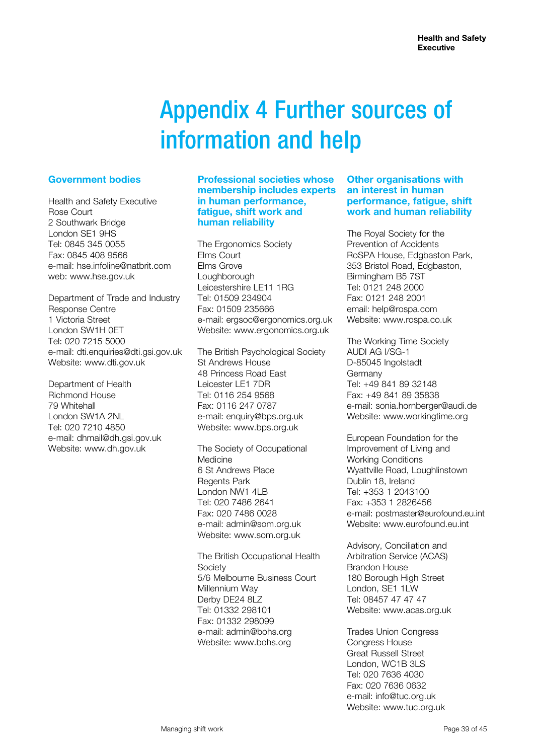# Appendix 4 Further sources of information and help

## Government bodies

Health and Safety Executive
Rose Court
2 Southwark Bridge
London SE1 9HS
Tel: 0845 345 0055
Fax: 0845 408 9566
e-mail: hse.infoline@natbrit.com
web: www.hse.gov.uk

Department of Trade and Industry
Response Centre
1 Victoria Street
London SW1H 0ET
Tel: 020 7215 5000
e-mail: dti.enquiries@dti.gsi.gov.uk
Website: www.dti.gov.uk

Department of Health
Richmond House
79 Whitehall
London SW1A 2NL
Tel: 020 7210 4850
e-mail: dhmail@dh.gsi.gov.uk
Website: www.dh.gov.uk

## Professional societies whose membership includes experts in human performance, fatigue, shift work and human reliability

The Ergonomics Society
Elms Court
Elms Grove
Loughborough
Leicestershire LE11 1RG
Tel: 01509 234904
Fax: 01509 235666
e-mail: ergsoc@ergonomics.org.uk
Website: www.ergonomics.org.uk

The British Psychological Society
St Andrews House
48 Princess Road East
Leicester LE1 7DR
Tel: 0116 254 9568
Fax: 0116 247 0787
e-mail: enquiry@bps.org.uk
Website: www.bps.org.uk

The Society of Occupational Medicine
6 St Andrews Place
Regents Park
London NW1 4LB
Tel: 020 7486 2641
Fax: 020 7486 0028
e-mail: admin@som.org.uk
Website: www.som.org.uk

The British Occupational Health Society
5/6 Melbourne Business Court
Millennium Way
Derby DE24 8LZ
Tel: 01332 298101
Fax: 01332 298099
e-mail: admin@bohs.org
Website: www.bohs.org

## Other organisations with an interest in human performance, fatigue, shift work and human reliability

The Royal Society for the Prevention of Accidents
RoSPA House, Edgbaston Park,
353 Bristol Road, Edgbaston,
Birmingham B5 7ST
Tel: 0121 248 2000
Fax: 0121 248 2001
email: help@rospa.com
Website: www.rospa.co.uk

The Working Time Society
AUDI AG I/SG-1
D-85045 Ingolstadt
Germany
Tel: +49 841 89 32148
Fax: +49 841 89 35838
e-mail: sonia.hornberger@audi.de
Website: www.workingtime.org

European Foundation for the Improvement of Living and Working Conditions
Wyattville Road, Loughlinstown
Dublin 18, Ireland
Tel: +353 1 2043100
Fax: +353 1 2826456
e-mail: postmaster@eurofound.eu.int
Website: www.eurofound.eu.int

Advisory, Conciliation and Arbitration Service (ACAS)
Brandon House
180 Borough High Street
London, SE1 1LW
Tel: 08457 47 47 47
Website: www.acas.org.uk

Trades Union Congress
Congress House
Great Russell Street
London, WC1B 3LS
Tel: 020 7636 4030
Fax: 020 7636 0632
e-mail: info@tuc.org.uk
Website: www.tuc.org.uk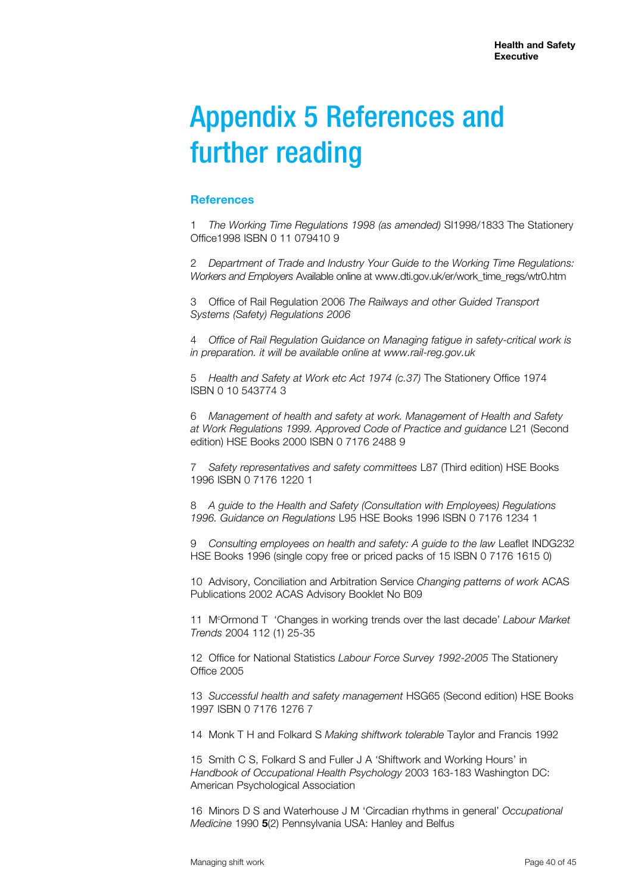# Appendix 5 References and further reading

## References

1 *The Working Time Regulations 1998 (as amended)* SI1998/1833 The Stationery Office1998 ISBN 0 11 079410 9

2 *Department of Trade and Industry Your Guide to the Working Time Regulations: Workers and Employers* Available online at www.dti.gov.uk/er/work_time_regs/wtr0.htm

3 Office of Rail Regulation 2006 *The Railways and other Guided Transport Systems (Safety) Regulations 2006*

4 *Office of Rail Regulation Guidance on Managing fatigue in safety-critical work is in preparation. it will be available online at www.rail-reg.gov.uk*

5 *Health and Safety at Work etc Act 1974 (c.37)* The Stationery Office 1974 ISBN 0 10 543774 3

6 *Management of health and safety at work. Management of Health and Safety at Work Regulations 1999. Approved Code of Practice and guidance* L21 (Second edition) HSE Books 2000 ISBN 0 7176 2488 9

7 *Safety representatives and safety committees* L87 (Third edition) HSE Books 1996 ISBN 0 7176 1220 1

8 *A guide to the Health and Safety (Consultation with Employees) Regulations 1996. Guidance on Regulations* L95 HSE Books 1996 ISBN 0 7176 1234 1

9 *Consulting employees on health and safety: A guide to the law* Leaflet INDG232 HSE Books 1996 (single copy free or priced packs of 15 ISBN 0 7176 1615 0)

10 Advisory, Conciliation and Arbitration Service *Changing patterns of work* ACAS Publications 2002 ACAS Advisory Booklet No B09

11 McOrmond T 'Changes in working trends over the last decade' *Labour Market Trends* 2004 112 (1) 25-35

12 Office for National Statistics *Labour Force Survey 1992-2005* The Stationery Office 2005

13 *Successful health and safety management* HSG65 (Second edition) HSE Books 1997 ISBN 0 7176 1276 7

14 Monk T H and Folkard S *Making shiftwork tolerable* Taylor and Francis 1992

15 Smith C S, Folkard S and Fuller J A 'Shiftwork and Working Hours' in *Handbook of Occupational Health Psychology* 2003 163-183 Washington DC: American Psychological Association

16 Minors D S and Waterhouse J M 'Circadian rhythms in general' *Occupational Medicine* 1990 **5**(2) Pennsylvania USA: Hanley and Belfus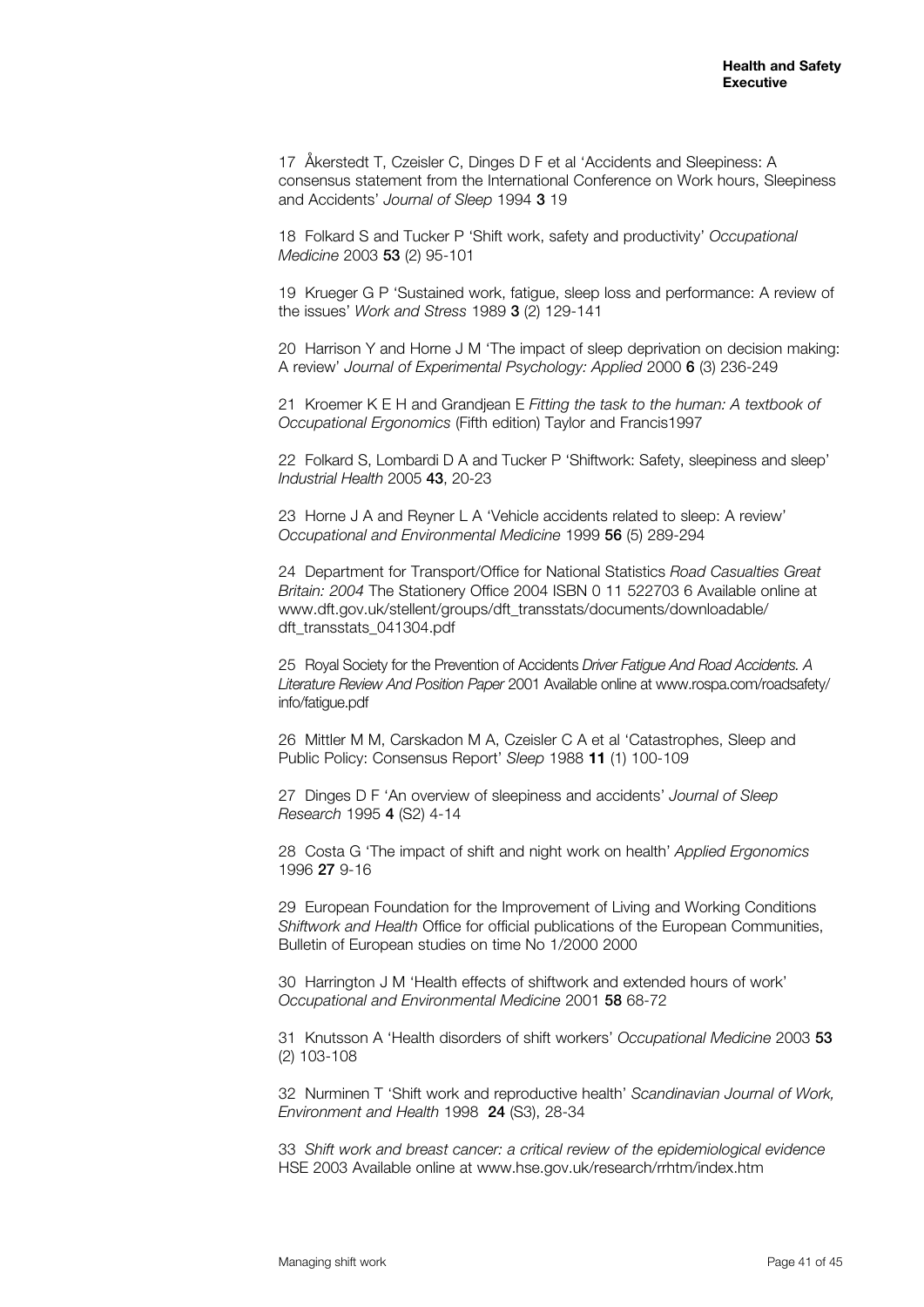17 Åkerstedt T, Czeisler C, Dinges D F et al 'Accidents and Sleepiness: A consensus statement from the International Conference on Work hours, Sleepiness and Accidents' *Journal of Sleep* 1994 **3** 19

18 Folkard S and Tucker P 'Shift work, safety and productivity' *Occupational Medicine* 2003 **53** (2) 95-101

19 Krueger G P 'Sustained work, fatigue, sleep loss and performance: A review of the issues' *Work and Stress* 1989 **3** (2) 129-141

20 Harrison Y and Horne J M 'The impact of sleep deprivation on decision making: A review' *Journal of Experimental Psychology: Applied* 2000 **6** (3) 236-249

21 Kroemer K E H and Grandjean E *Fitting the task to the human: A textbook of Occupational Ergonomics* (Fifth edition) Taylor and Francis1997

22 Folkard S, Lombardi D A and Tucker P 'Shiftwork: Safety, sleepiness and sleep' *Industrial Health* 2005 **43**, 20-23

23 Horne J A and Reyner L A 'Vehicle accidents related to sleep: A review' *Occupational and Environmental Medicine* 1999 **56** (5) 289-294

24 Department for Transport/Office for National Statistics *Road Casualties Great Britain: 2004* The Stationery Office 2004 ISBN 0 11 522703 6 Available online at www.dft.gov.uk/stellent/groups/dft_transstats/documents/downloadable/dft_transstats_041304.pdf

25 Royal Society for the Prevention of Accidents *Driver Fatigue And Road Accidents. A Literature Review And Position Paper* 2001 Available online at www.rospa.com/roadsafety/info/fatigue.pdf

26 Mittler M M, Carskadon M A, Czeisler C A et al 'Catastrophes, Sleep and Public Policy: Consensus Report' *Sleep* 1988 **11** (1) 100-109

27 Dinges D F 'An overview of sleepiness and accidents' *Journal of Sleep Research* 1995 **4** (S2) 4-14

28 Costa G 'The impact of shift and night work on health' *Applied Ergonomics* 1996 **27** 9-16

29 European Foundation for the Improvement of Living and Working Conditions *Shiftwork and Health* Office for official publications of the European Communities, Bulletin of European studies on time No 1/2000 2000

30 Harrington J M 'Health effects of shiftwork and extended hours of work' *Occupational and Environmental Medicine* 2001 **58** 68-72

31 Knutsson A 'Health disorders of shift workers' *Occupational Medicine* 2003 **53** (2) 103-108

32 Nurminen T 'Shift work and reproductive health' *Scandinavian Journal of Work, Environment and Health* 1998 **24** (S3), 28-34

33 *Shift work and breast cancer: a critical review of the epidemiological evidence* HSE 2003 Available online at www.hse.gov.uk/research/rrhtm/index.htm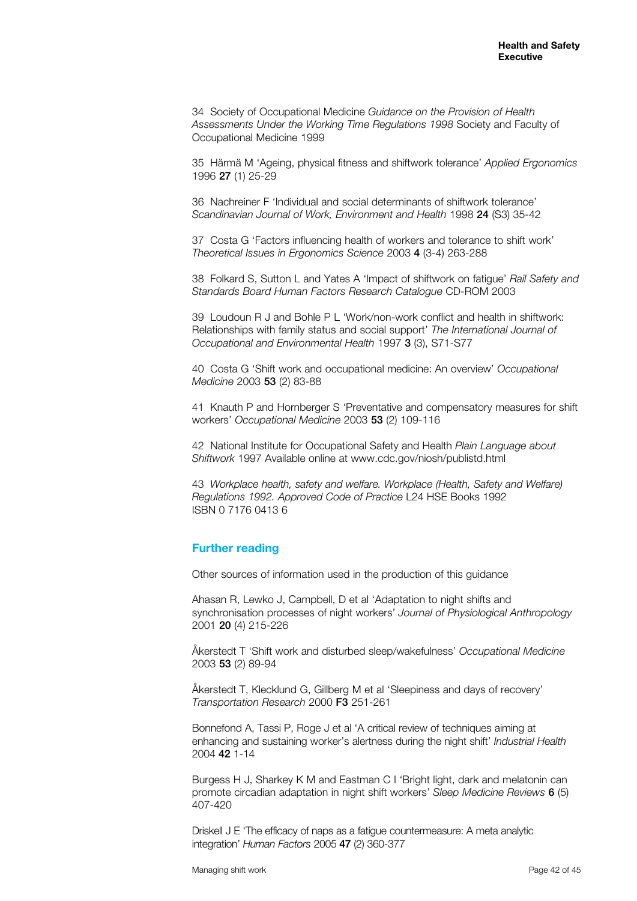34 Society of Occupational Medicine *Guidance on the Provision of Health Assessments Under the Working Time Regulations 1998* Society and Faculty of Occupational Medicine 1999

35 Härmä M 'Ageing, physical fitness and shiftwork tolerance' *Applied Ergonomics* 1996 **27** (1) 25-29

36 Nachreiner F 'Individual and social determinants of shiftwork tolerance' *Scandinavian Journal of Work, Environment and Health* 1998 **24** (S3) 35-42

37 Costa G 'Factors influencing health of workers and tolerance to shift work' *Theoretical Issues in Ergonomics Science* 2003 **4** (3-4) 263-288

38 Folkard S, Sutton L and Yates A 'Impact of shiftwork on fatigue' *Rail Safety and Standards Board Human Factors Research Catalogue* CD-ROM 2003

39 Loudoun R J and Bohle P L 'Work/non-work conflict and health in shiftwork: Relationships with family status and social support' *The International Journal of Occupational and Environmental Health* 1997 **3** (3), S71-S77

40 Costa G 'Shift work and occupational medicine: An overview' *Occupational Medicine* 2003 **53** (2) 83-88

41 Knauth P and Hornberger S 'Preventative and compensatory measures for shift workers' *Occupational Medicine* 2003 **53** (2) 109-116

42 National Institute for Occupational Safety and Health *Plain Language about Shiftwork* 1997 Available online at www.cdc.gov/niosh/publistd.html

43 *Workplace health, safety and welfare. Workplace (Health, Safety and Welfare) Regulations 1992. Approved Code of Practice* L24 HSE Books 1992 ISBN 0 7176 0413 6

## Further reading

Other sources of information used in the production of this guidance

Ahasan R, Lewko J, Campbell, D et al 'Adaptation to night shifts and synchronisation processes of night workers' *Journal of Physiological Anthropology* 2001 **20** (4) 215-226

Åkerstedt T 'Shift work and disturbed sleep/wakefulness' *Occupational Medicine* 2003 **53** (2) 89-94

Åkerstedt T, Klecklund G, Gillberg M et al 'Sleepiness and days of recovery' *Transportation Research* 2000 **F3** 251-261

Bonnefond A, Tassi P, Roge J et al 'A critical review of techniques aiming at enhancing and sustaining worker's alertness during the night shift' *Industrial Health* 2004 **42** 1-14

Burgess H J, Sharkey K M and Eastman C I 'Bright light, dark and melatonin can promote circadian adaptation in night shift workers' *Sleep Medicine Reviews* **6** (5) 407-420

Driskell J E 'The efficacy of naps as a fatigue countermeasure: A meta analytic integration' *Human Factors* 2005 **47** (2) 360-377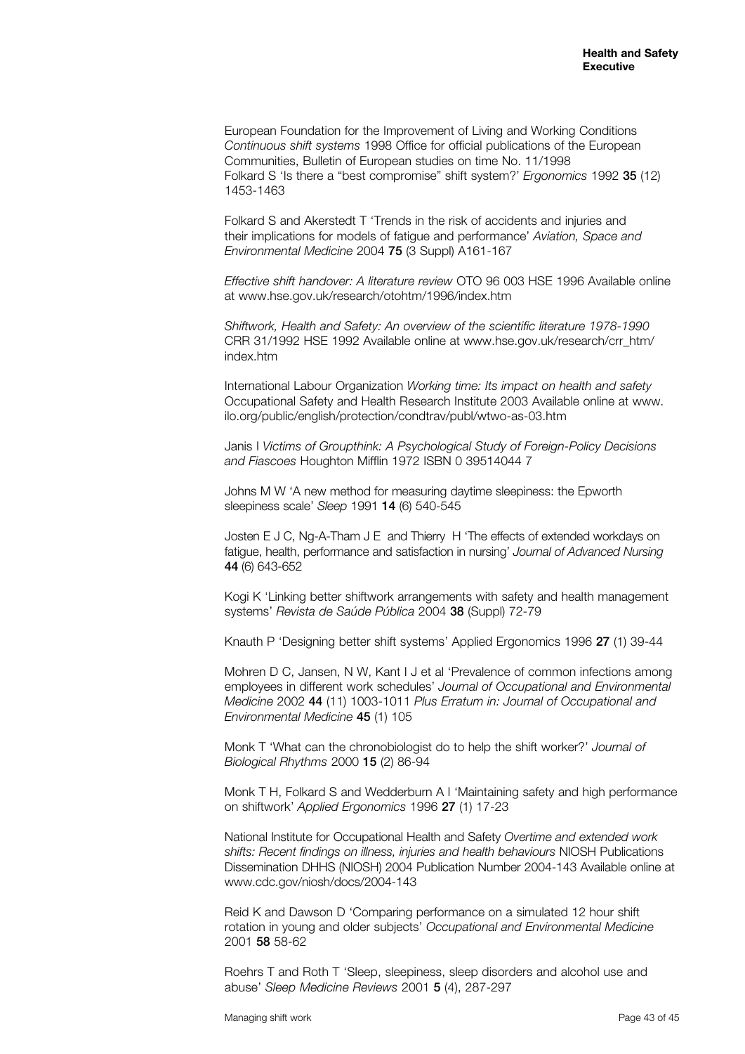European Foundation for the Improvement of Living and Working Conditions *Continuous shift systems* 1998 Office for official publications of the European Communities, Bulletin of European studies on time No. 11/1998
Folkard S 'Is there a "best compromise" shift system?' *Ergonomics* 1992 **35** (12) 1453-1463

Folkard S and Akerstedt T 'Trends in the risk of accidents and injuries and their implications for models of fatigue and performance' *Aviation, Space and Environmental Medicine* 2004 **75** (3 Suppl) A161-167

*Effective shift handover: A literature review* OTO 96 003 HSE 1996 Available online at www.hse.gov.uk/research/otohtm/1996/index.htm

*Shiftwork, Health and Safety: An overview of the scientific literature 1978-1990* CRR 31/1992 HSE 1992 Available online at www.hse.gov.uk/research/crr_htm/index.htm

International Labour Organization *Working time: Its impact on health and safety* Occupational Safety and Health Research Institute 2003 Available online at www.ilo.org/public/english/protection/condtrav/publ/wtwo-as-03.htm

Janis I *Victims of Groupthink: A Psychological Study of Foreign-Policy Decisions and Fiascoes* Houghton Mifflin 1972 ISBN 0 39514044 7

Johns M W 'A new method for measuring daytime sleepiness: the Epworth sleepiness scale' *Sleep* 1991 **14** (6) 540-545

Josten E J C, Ng-A-Tham J E and Thierry H 'The effects of extended workdays on fatigue, health, performance and satisfaction in nursing' *Journal of Advanced Nursing* **44** (6) 643-652

Kogi K 'Linking better shiftwork arrangements with safety and health management systems' *Revista de Saúde Pública* 2004 **38** (Suppl) 72-79

Knauth P 'Designing better shift systems' Applied Ergonomics 1996 **27** (1) 39-44

Mohren D C, Jansen, N W, Kant I J et al 'Prevalence of common infections among employees in different work schedules' *Journal of Occupational and Environmental Medicine* 2002 **44** (11) 1003-1011 *Plus Erratum in: Journal of Occupational and Environmental Medicine* **45** (1) 105

Monk T 'What can the chronobiologist do to help the shift worker?' *Journal of Biological Rhythms* 2000 **15** (2) 86-94

Monk T H, Folkard S and Wedderburn A I 'Maintaining safety and high performance on shiftwork' *Applied Ergonomics* 1996 **27** (1) 17-23

National Institute for Occupational Health and Safety *Overtime and extended work shifts: Recent findings on illness, injuries and health behaviours* NIOSH Publications Dissemination DHHS (NIOSH) 2004 Publication Number 2004-143 Available online at www.cdc.gov/niosh/docs/2004-143

Reid K and Dawson D 'Comparing performance on a simulated 12 hour shift rotation in young and older subjects' *Occupational and Environmental Medicine* 2001 **58** 58-62

Roehrs T and Roth T 'Sleep, sleepiness, sleep disorders and alcohol use and abuse' *Sleep Medicine Reviews* 2001 **5** (4), 287-297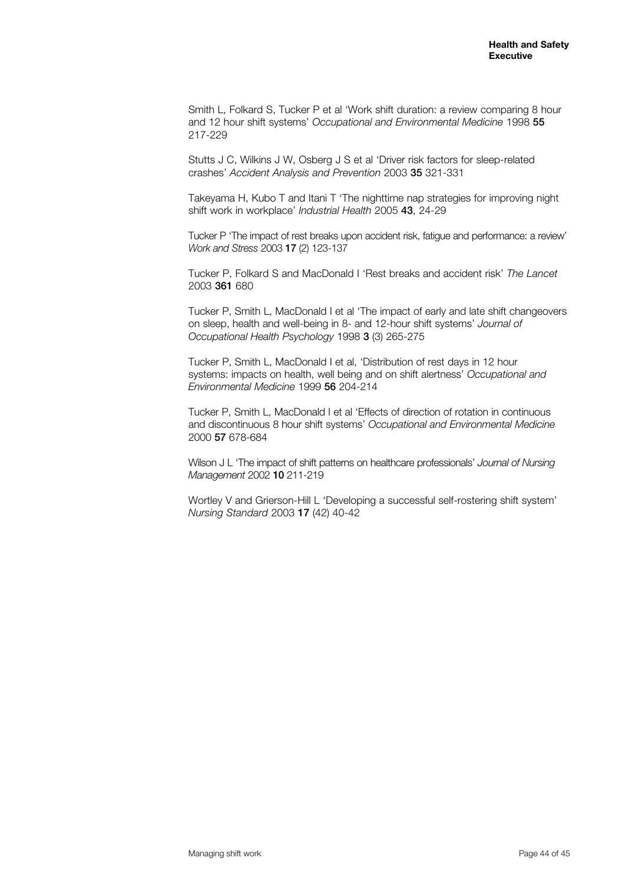Smith L, Folkard S, Tucker P et al 'Work shift duration: a review comparing 8 hour and 12 hour shift systems' *Occupational and Environmental Medicine* 1998 **55** 217-229

Stutts J C, Wilkins J W, Osberg J S et al 'Driver risk factors for sleep-related crashes' *Accident Analysis and Prevention* 2003 **35** 321-331

Takeyama H, Kubo T and Itani T 'The nighttime nap strategies for improving night shift work in workplace' *Industrial Health* 2005 **43**, 24-29

Tucker P 'The impact of rest breaks upon accident risk, fatigue and performance: a review' *Work and Stress* 2003 **17** (2) 123-137

Tucker P, Folkard S and MacDonald I 'Rest breaks and accident risk' *The Lancet* 2003 **361** 680

Tucker P, Smith L, MacDonald I et al 'The impact of early and late shift changeovers on sleep, health and well-being in 8- and 12-hour shift systems' *Journal of Occupational Health Psychology* 1998 **3** (3) 265-275

Tucker P, Smith L, MacDonald I et al, 'Distribution of rest days in 12 hour systems: impacts on health, well being and on shift alertness' *Occupational and Environmental Medicine* 1999 **56** 204-214

Tucker P, Smith L, MacDonald I et al 'Effects of direction of rotation in continuous and discontinuous 8 hour shift systems' *Occupational and Environmental Medicine* 2000 **57** 678-684

Wilson J L 'The impact of shift patterns on healthcare professionals' *Journal of Nursing Management* 2002 **10** 211-219

Wortley V and Grierson-Hill L 'Developing a successful self-rostering shift system' *Nursing Standard* 2003 **17** (42) 40-42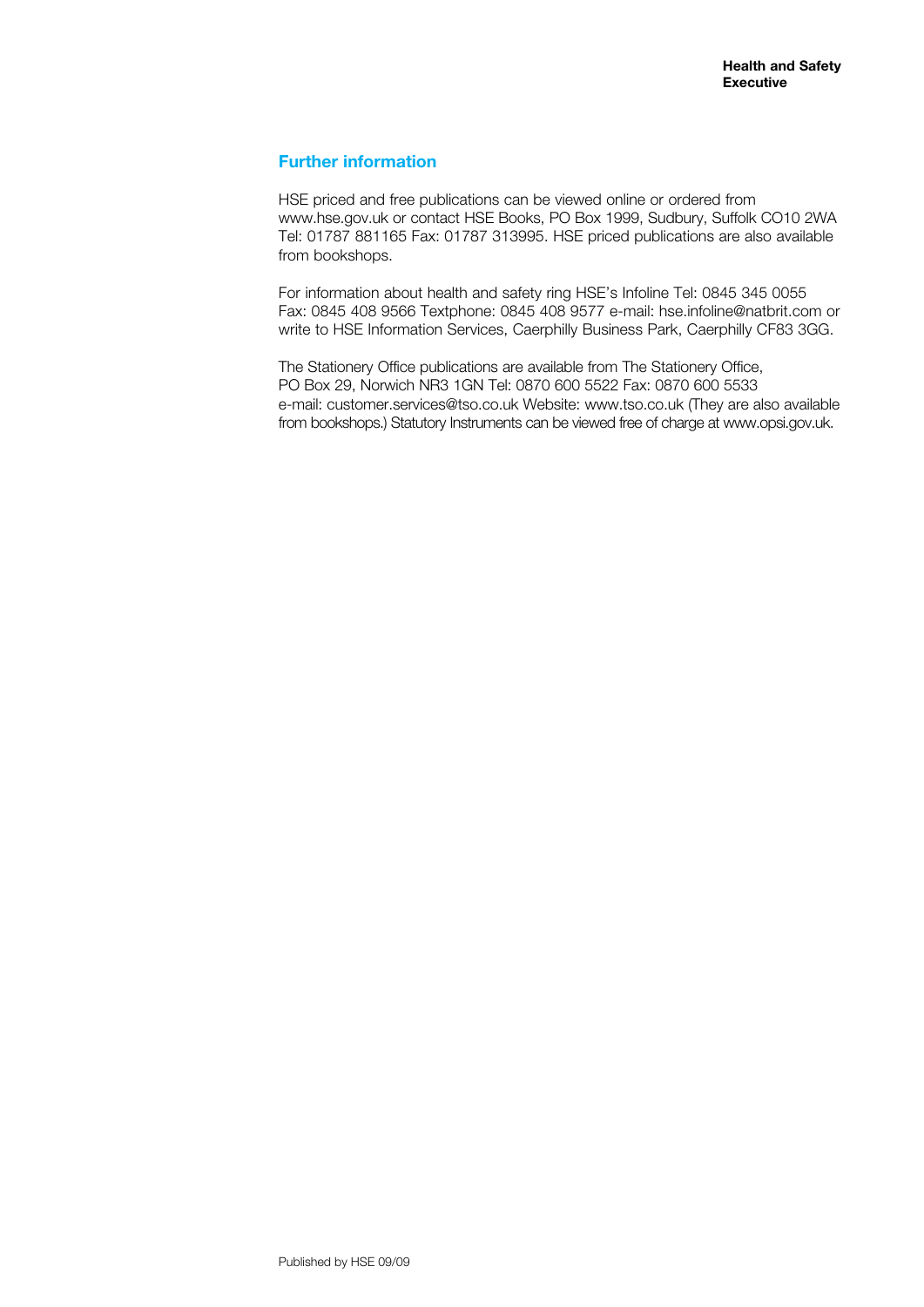## Further information

HSE priced and free publications can be viewed online or ordered from www.hse.gov.uk or contact HSE Books, PO Box 1999, Sudbury, Suffolk CO10 2WA Tel: 01787 881165 Fax: 01787 313995. HSE priced publications are also available from bookshops.

For information about health and safety ring HSE's Infoline Tel: 0845 345 0055 Fax: 0845 408 9566 Textphone: 0845 408 9577 e-mail: hse.infoline@natbrit.com or write to HSE Information Services, Caerphilly Business Park, Caerphilly CF83 3GG.

The Stationery Office publications are available from The Stationery Office, PO Box 29, Norwich NR3 1GN Tel: 0870 600 5522 Fax: 0870 600 5533 e-mail: customer.services@tso.co.uk Website: www.tso.co.uk (They are also available from bookshops.) Statutory Instruments can be viewed free of charge at www.opsi.gov.uk.

Published by HSE 09/09